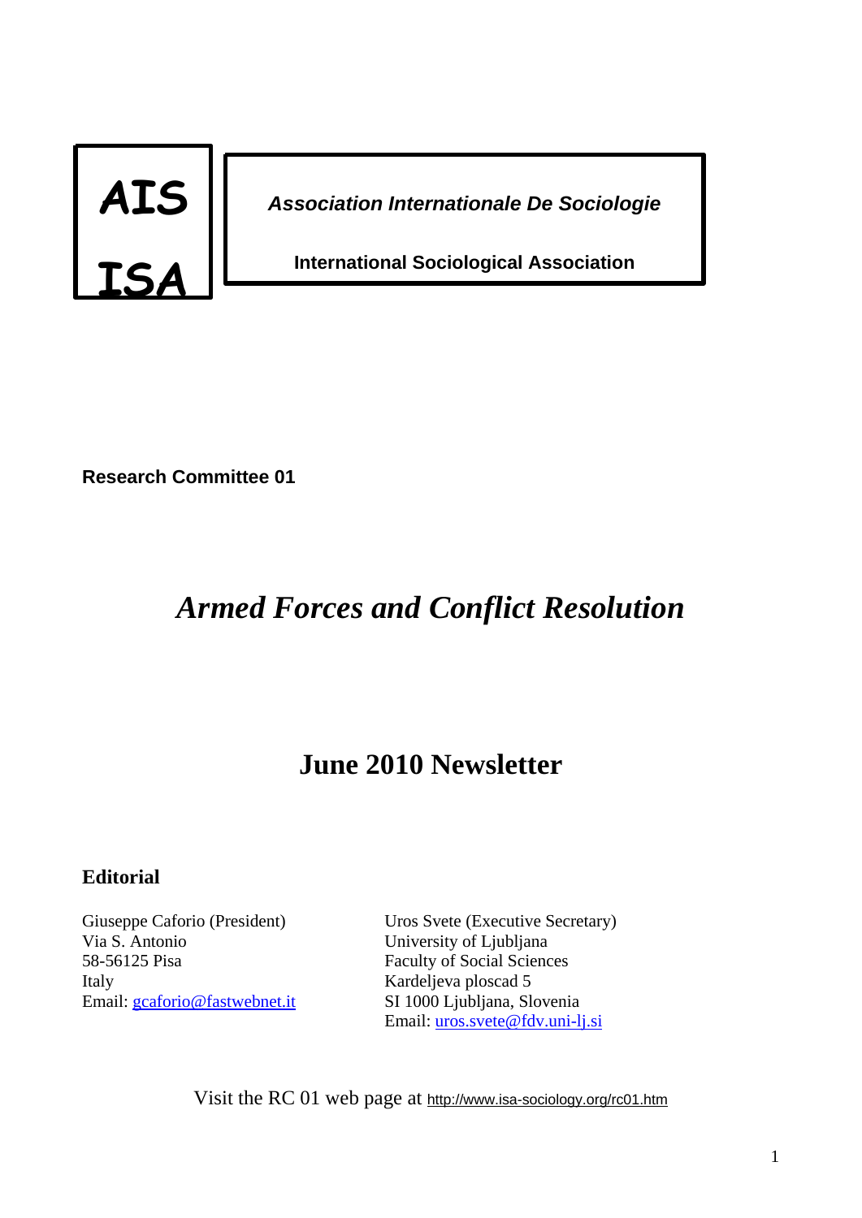AIS

ISA

***Association Internationale De Sociologie***

**International Sociological Association**

**Research Committee 01**

# *Armed Forces and Conflict Resolution*

# June 2010 Newsletter

## Editorial

Giuseppe Caforio (President)
Via S. Antonio
58-56125 Pisa
Italy
Email: gcaforio@fastwebnet.it

Uros Svete (Executive Secretary)
University of Ljubljana
Faculty of Social Sciences
Kardeljeva ploscad 5
SI 1000 Ljubljana, Slovenia
Email: uros.svete@fdv.uni-lj.si

Visit the RC 01 web page at http://www.isa-sociology.org/rc01.htm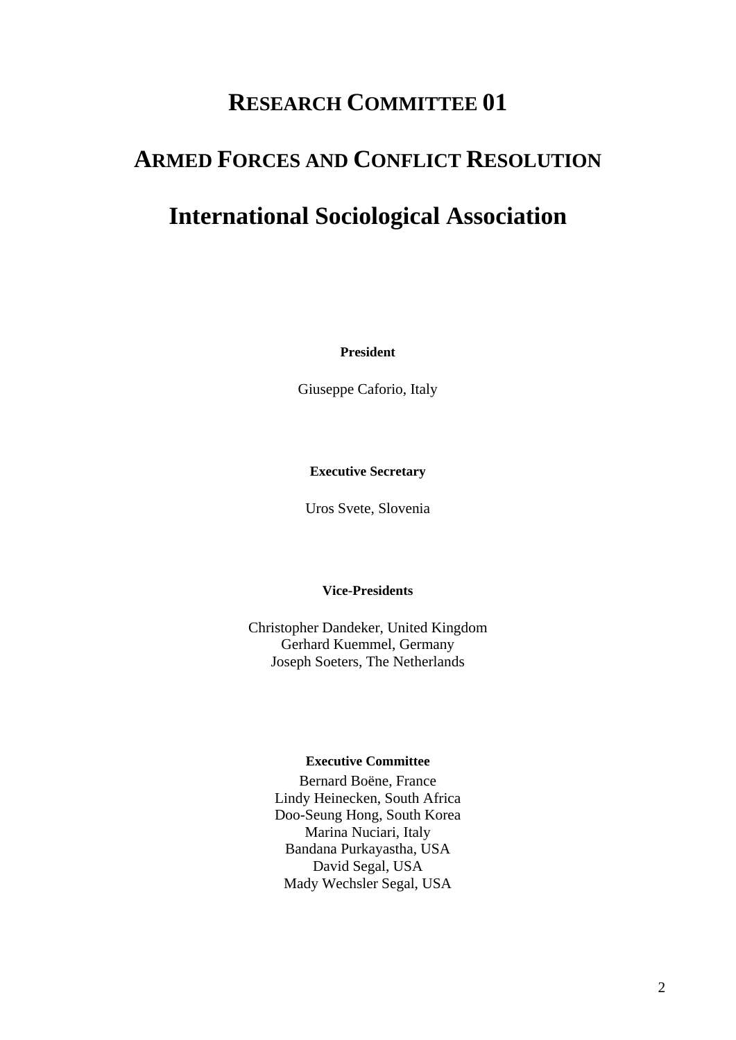# RESEARCH COMMITTEE 01

# ARMED FORCES AND CONFLICT RESOLUTION

# International Sociological Association

**President**

Giuseppe Caforio, Italy

**Executive Secretary**

Uros Svete, Slovenia

**Vice-Presidents**

Christopher Dandeker, United Kingdom
Gerhard Kuemmel, Germany
Joseph Soeters, The Netherlands

**Executive Committee**

Bernard Boëne, France
Lindy Heinecken, South Africa
Doo-Seung Hong, South Korea
Marina Nuciari, Italy
Bandana Purkayastha, USA
David Segal, USA
Mady Wechsler Segal, USA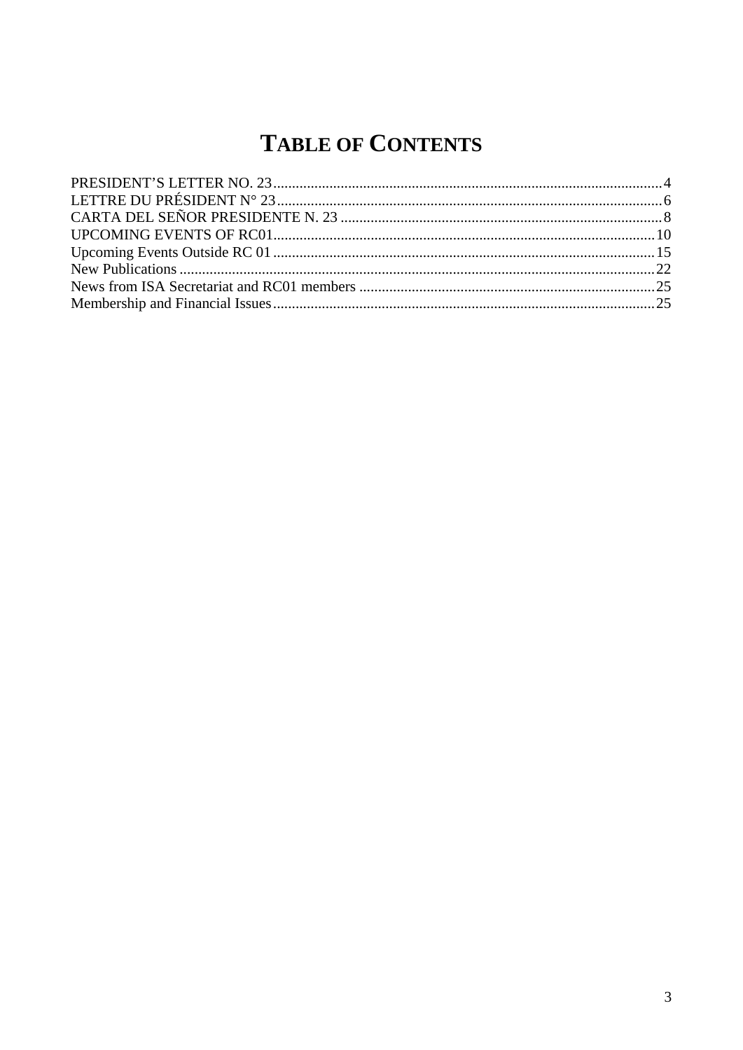# TABLE OF CONTENTS

PRESIDENT'S LETTER NO. 23 ........................................ 4
LETTRE DU PRÉSIDENT N° 23 ........................................ 6
CARTA DEL SEÑOR PRESIDENTE N. 23 ........................................ 8
UPCOMING EVENTS OF RC01 ........................................ 10
Upcoming Events Outside RC 01 ........................................ 15
New Publications ........................................ 22
News from ISA Secretariat and RC01 members ........................................ 25
Membership and Financial Issues ........................................ 25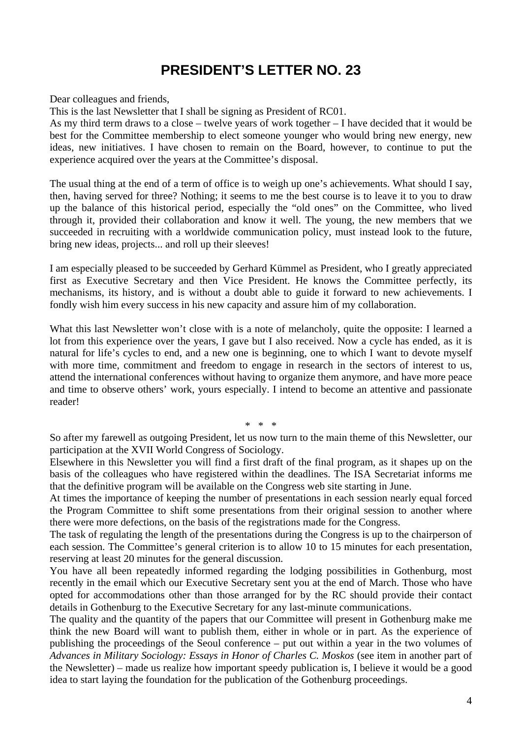# PRESIDENT'S LETTER NO. 23

Dear colleagues and friends,

This is the last Newsletter that I shall be signing as President of RC01.

As my third term draws to a close – twelve years of work together – I have decided that it would be best for the Committee membership to elect someone younger who would bring new energy, new ideas, new initiatives. I have chosen to remain on the Board, however, to continue to put the experience acquired over the years at the Committee's disposal.

The usual thing at the end of a term of office is to weigh up one's achievements. What should I say, then, having served for three? Nothing; it seems to me the best course is to leave it to you to draw up the balance of this historical period, especially the "old ones" on the Committee, who lived through it, provided their collaboration and know it well. The young, the new members that we succeeded in recruiting with a worldwide communication policy, must instead look to the future, bring new ideas, projects... and roll up their sleeves!

I am especially pleased to be succeeded by Gerhard Kümmel as President, who I greatly appreciated first as Executive Secretary and then Vice President. He knows the Committee perfectly, its mechanisms, its history, and is without a doubt able to guide it forward to new achievements. I fondly wish him every success in his new capacity and assure him of my collaboration.

What this last Newsletter won't close with is a note of melancholy, quite the opposite: I learned a lot from this experience over the years, I gave but I also received. Now a cycle has ended, as it is natural for life's cycles to end, and a new one is beginning, one to which I want to devote myself with more time, commitment and freedom to engage in research in the sectors of interest to us, attend the international conferences without having to organize them anymore, and have more peace and time to observe others' work, yours especially. I intend to become an attentive and passionate reader!

\* \* \*

So after my farewell as outgoing President, let us now turn to the main theme of this Newsletter, our participation at the XVII World Congress of Sociology.

Elsewhere in this Newsletter you will find a first draft of the final program, as it shapes up on the basis of the colleagues who have registered within the deadlines. The ISA Secretariat informs me that the definitive program will be available on the Congress web site starting in June.

At times the importance of keeping the number of presentations in each session nearly equal forced the Program Committee to shift some presentations from their original session to another where there were more defections, on the basis of the registrations made for the Congress.

The task of regulating the length of the presentations during the Congress is up to the chairperson of each session. The Committee's general criterion is to allow 10 to 15 minutes for each presentation, reserving at least 20 minutes for the general discussion.

You have all been repeatedly informed regarding the lodging possibilities in Gothenburg, most recently in the email which our Executive Secretary sent you at the end of March. Those who have opted for accommodations other than those arranged for by the RC should provide their contact details in Gothenburg to the Executive Secretary for any last-minute communications.

The quality and the quantity of the papers that our Committee will present in Gothenburg make me think the new Board will want to publish them, either in whole or in part. As the experience of publishing the proceedings of the Seoul conference – put out within a year in the two volumes of *Advances in Military Sociology: Essays in Honor of Charles C. Moskos* (see item in another part of the Newsletter) – made us realize how important speedy publication is, I believe it would be a good idea to start laying the foundation for the publication of the Gothenburg proceedings.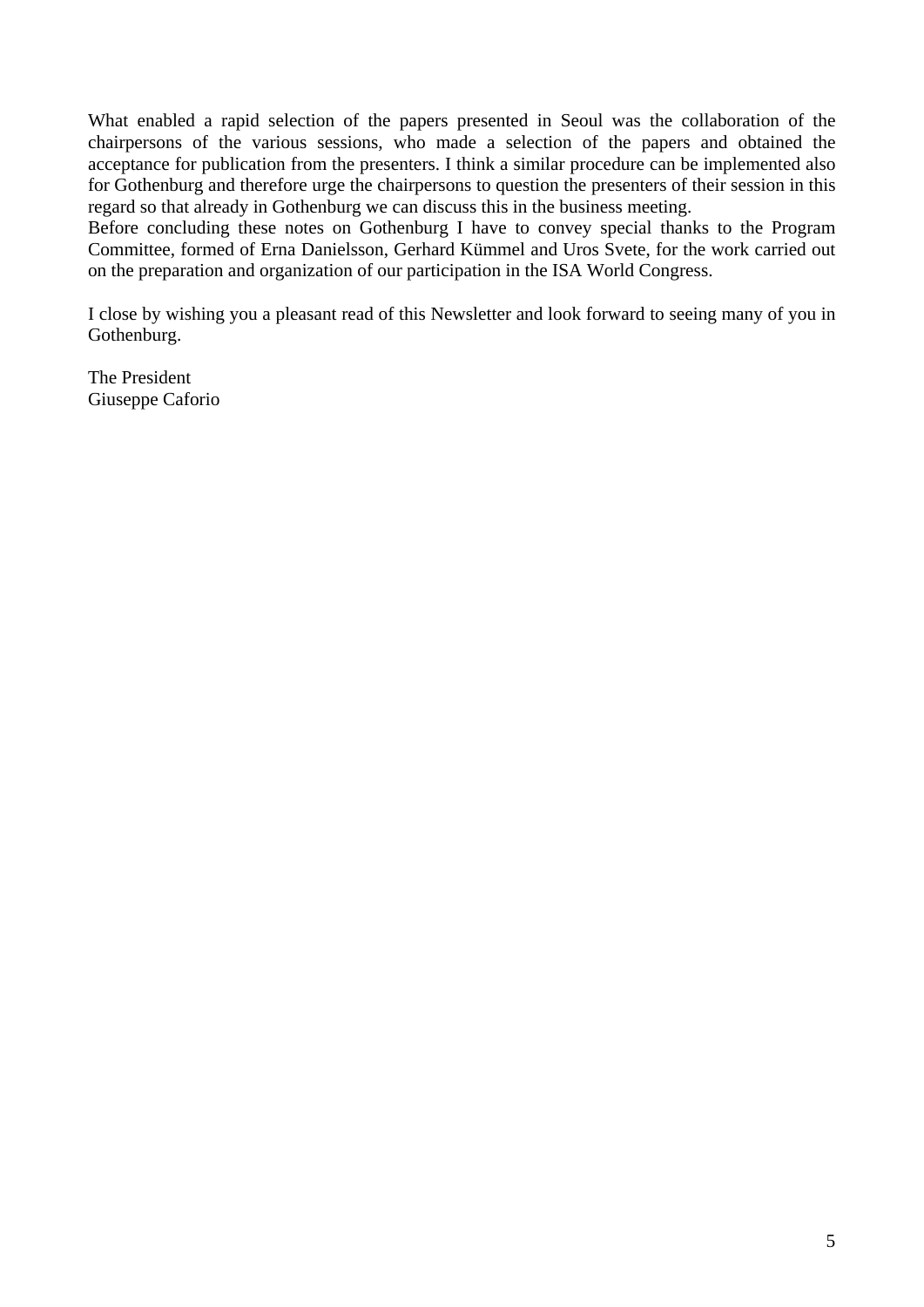What enabled a rapid selection of the papers presented in Seoul was the collaboration of the chairpersons of the various sessions, who made a selection of the papers and obtained the acceptance for publication from the presenters. I think a similar procedure can be implemented also for Gothenburg and therefore urge the chairpersons to question the presenters of their session in this regard so that already in Gothenburg we can discuss this in the business meeting.
Before concluding these notes on Gothenburg I have to convey special thanks to the Program Committee, formed of Erna Danielsson, Gerhard Kümmel and Uros Svete, for the work carried out on the preparation and organization of our participation in the ISA World Congress.

I close by wishing you a pleasant read of this Newsletter and look forward to seeing many of you in Gothenburg.

The President
Giuseppe Caforio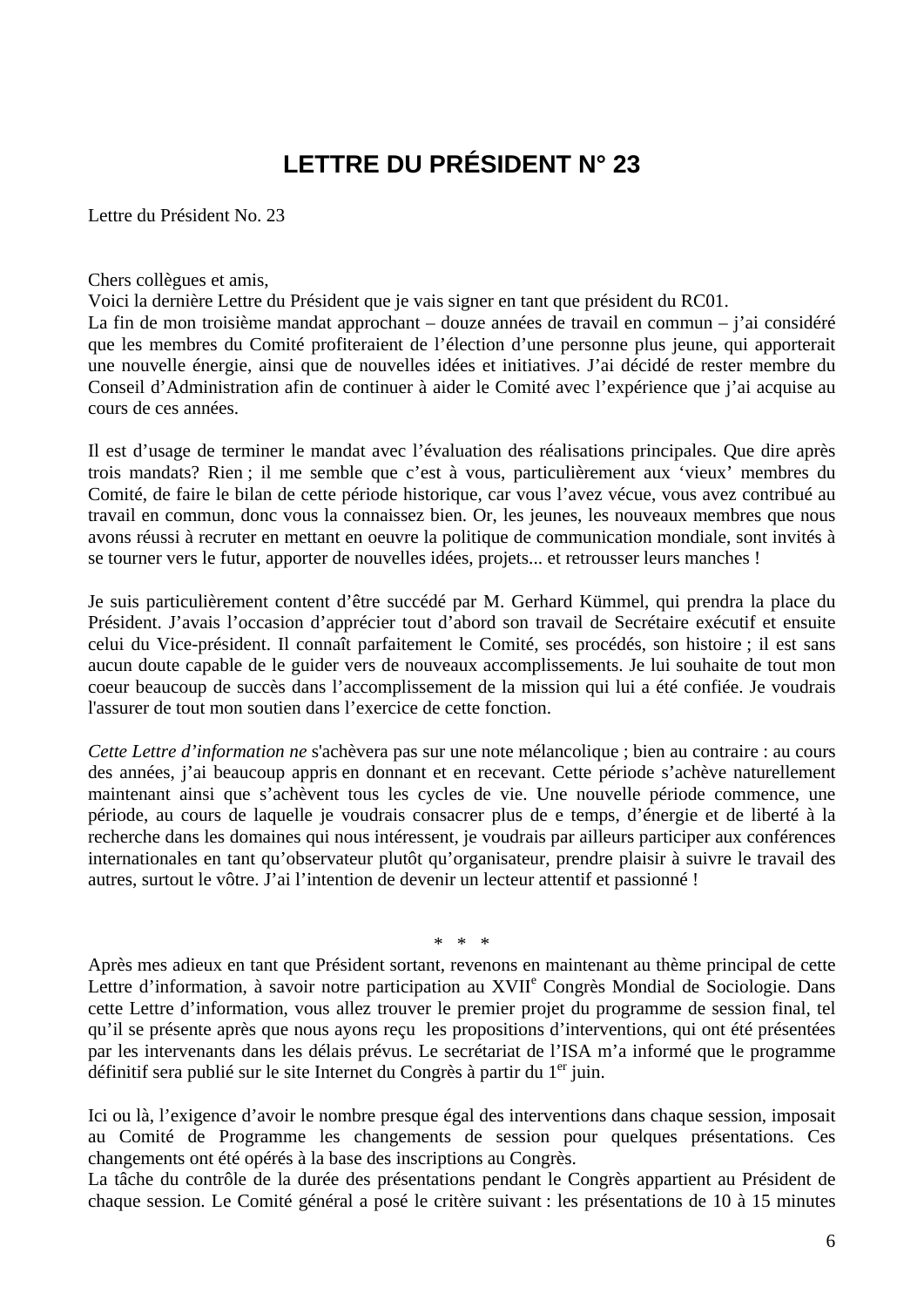# LETTRE DU PRÉSIDENT N° 23

Lettre du Président No. 23

Chers collègues et amis,
Voici la dernière Lettre du Président que je vais signer en tant que président du RC01.
La fin de mon troisième mandat approchant – douze années de travail en commun – j'ai considéré que les membres du Comité profiteraient de l'élection d'une personne plus jeune, qui apporterait une nouvelle énergie, ainsi que de nouvelles idées et initiatives. J'ai décidé de rester membre du Conseil d'Administration afin de continuer à aider le Comité avec l'expérience que j'ai acquise au cours de ces années.

Il est d'usage de terminer le mandat avec l'évaluation des réalisations principales. Que dire après trois mandats? Rien ; il me semble que c'est à vous, particulièrement aux 'vieux' membres du Comité, de faire le bilan de cette période historique, car vous l'avez vécue, vous avez contribué au travail en commun, donc vous la connaissez bien. Or, les jeunes, les nouveaux membres que nous avons réussi à recruter en mettant en oeuvre la politique de communication mondiale, sont invités à se tourner vers le futur, apporter de nouvelles idées, projets... et retrousser leurs manches !

Je suis particulièrement content d'être succédé par M. Gerhard Kümmel, qui prendra la place du Président. J'avais l'occasion d'apprécier tout d'abord son travail de Secrétaire exécutif et ensuite celui du Vice-président. Il connaît parfaitement le Comité, ses procédés, son histoire ; il est sans aucun doute capable de le guider vers de nouveaux accomplissements. Je lui souhaite de tout mon coeur beaucoup de succès dans l'accomplissement de la mission qui lui a été confiée. Je voudrais l'assurer de tout mon soutien dans l'exercice de cette fonction.

*Cette Lettre d'information ne* s'achèvera pas sur une note mélancolique ; bien au contraire : au cours des années, j'ai beaucoup appris en donnant et en recevant. Cette période s'achève naturellement maintenant ainsi que s'achèvent tous les cycles de vie. Une nouvelle période commence, une période, au cours de laquelle je voudrais consacrer plus de e temps, d'énergie et de liberté à la recherche dans les domaines qui nous intéressent, je voudrais par ailleurs participer aux conférences internationales en tant qu'observateur plutôt qu'organisateur, prendre plaisir à suivre le travail des autres, surtout le vôtre. J'ai l'intention de devenir un lecteur attentif et passionné !

\* \* \*

Après mes adieux en tant que Président sortant, revenons en maintenant au thème principal de cette Lettre d'information, à savoir notre participation au XVII[e] Congrès Mondial de Sociologie. Dans cette Lettre d'information, vous allez trouver le premier projet du programme de session final, tel qu'il se présente après que nous ayons reçu les propositions d'interventions, qui ont été présentées par les intervenants dans les délais prévus. Le secrétariat de l'ISA m'a informé que le programme définitif sera publié sur le site Internet du Congrès à partir du 1[er] juin.

Ici ou là, l'exigence d'avoir le nombre presque égal des interventions dans chaque session, imposait au Comité de Programme les changements de session pour quelques présentations. Ces changements ont été opérés à la base des inscriptions au Congrès.
La tâche du contrôle de la durée des présentations pendant le Congrès appartient au Président de chaque session. Le Comité général a posé le critère suivant : les présentations de 10 à 15 minutes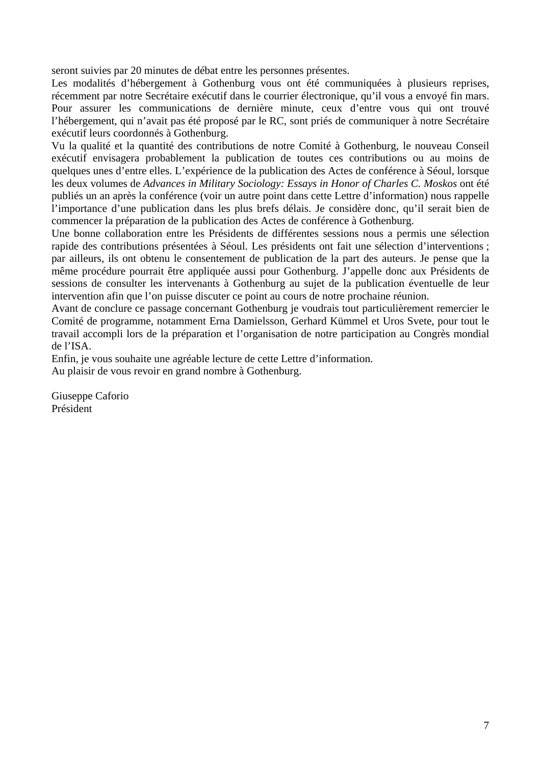seront suivies par 20 minutes de débat entre les personnes présentes.

Les modalités d'hébergement à Gothenburg vous ont été communiquées à plusieurs reprises, récemment par notre Secrétaire exécutif dans le courrier électronique, qu'il vous a envoyé fin mars. Pour assurer les communications de dernière minute, ceux d'entre vous qui ont trouvé l'hébergement, qui n'avait pas été proposé par le RC, sont priés de communiquer à notre Secrétaire exécutif leurs coordonnés à Gothenburg.

Vu la qualité et la quantité des contributions de notre Comité à Gothenburg, le nouveau Conseil exécutif envisagera probablement la publication de toutes ces contributions ou au moins de quelques unes d'entre elles. L'expérience de la publication des Actes de conférence à Séoul, lorsque les deux volumes de *Advances in Military Sociology: Essays in Honor of Charles C. Moskos* ont été publiés un an après la conférence (voir un autre point dans cette Lettre d'information) nous rappelle l'importance d'une publication dans les plus brefs délais. Je considère donc, qu'il serait bien de commencer la préparation de la publication des Actes de conférence à Gothenburg.

Une bonne collaboration entre les Présidents de différentes sessions nous a permis une sélection rapide des contributions présentées à Séoul. Les présidents ont fait une sélection d'interventions ; par ailleurs, ils ont obtenu le consentement de publication de la part des auteurs. Je pense que la même procédure pourrait être appliquée aussi pour Gothenburg. J'appelle donc aux Présidents de sessions de consulter les intervenants à Gothenburg au sujet de la publication éventuelle de leur intervention afin que l'on puisse discuter ce point au cours de notre prochaine réunion.

Avant de conclure ce passage concernant Gothenburg je voudrais tout particulièrement remercier le Comité de programme, notamment Erna Damielsson, Gerhard Kümmel et Uros Svete, pour tout le travail accompli lors de la préparation et l'organisation de notre participation au Congrès mondial de l'ISA.

Enfin, je vous souhaite une agréable lecture de cette Lettre d'information.

Au plaisir de vous revoir en grand nombre à Gothenburg.

Giuseppe Caforio
Président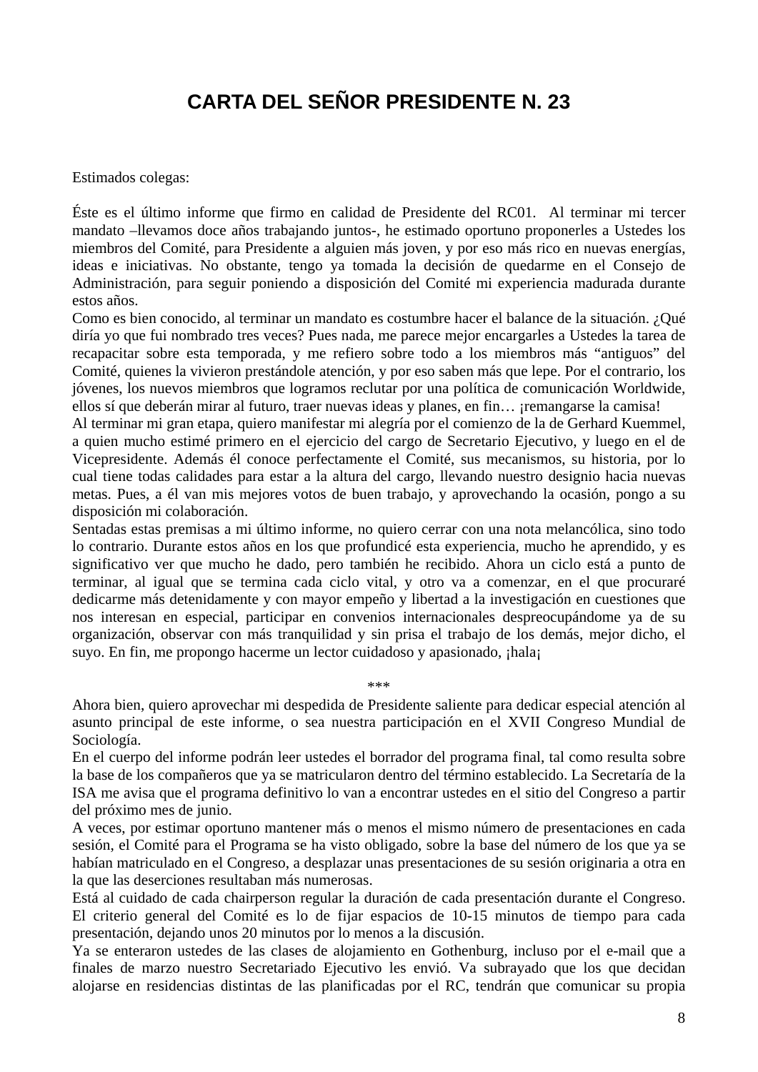# CARTA DEL SEÑOR PRESIDENTE N. 23

Estimados colegas:

Éste es el último informe que firmo en calidad de Presidente del RC01. Al terminar mi tercer mandato –llevamos doce años trabajando juntos-, he estimado oportuno proponerles a Ustedes los miembros del Comité, para Presidente a alguien más joven, y por eso más rico en nuevas energías, ideas e iniciativas. No obstante, tengo ya tomada la decisión de quedarme en el Consejo de Administración, para seguir poniendo a disposición del Comité mi experiencia madurada durante estos años.

Como es bien conocido, al terminar un mandato es costumbre hacer el balance de la situación. ¿Qué diría yo que fui nombrado tres veces? Pues nada, me parece mejor encargarles a Ustedes la tarea de recapacitar sobre esta temporada, y me refiero sobre todo a los miembros más "antiguos" del Comité, quienes la vivieron prestándole atención, y por eso saben más que lepe. Por el contrario, los jóvenes, los nuevos miembros que logramos reclutar por una política de comunicación Worldwide, ellos sí que deberán mirar al futuro, traer nuevas ideas y planes, en fin… ¡remangarse la camisa!

Al terminar mi gran etapa, quiero manifestar mi alegría por el comienzo de la de Gerhard Kuemmel, a quien mucho estimé primero en el ejercicio del cargo de Secretario Ejecutivo, y luego en el de Vicepresidente. Además él conoce perfectamente el Comité, sus mecanismos, su historia, por lo cual tiene todas calidades para estar a la altura del cargo, llevando nuestro designio hacia nuevas metas. Pues, a él van mis mejores votos de buen trabajo, y aprovechando la ocasión, pongo a su disposición mi colaboración.

Sentadas estas premisas a mi último informe, no quiero cerrar con una nota melancólica, sino todo lo contrario. Durante estos años en los que profundicé esta experiencia, mucho he aprendido, y es significativo ver que mucho he dado, pero también he recibido. Ahora un ciclo está a punto de terminar, al igual que se termina cada ciclo vital, y otro va a comenzar, en el que procuraré dedicarme más detenidamente y con mayor empeño y libertad a la investigación en cuestiones que nos interesan en especial, participar en convenios internacionales despreocupándome ya de su organización, observar con más tranquilidad y sin prisa el trabajo de los demás, mejor dicho, el suyo. En fin, me propongo hacerme un lector cuidadoso y apasionado, ¡hala¡

\*\*\*

Ahora bien, quiero aprovechar mi despedida de Presidente saliente para dedicar especial atención al asunto principal de este informe, o sea nuestra participación en el XVII Congreso Mundial de Sociología.

En el cuerpo del informe podrán leer ustedes el borrador del programa final, tal como resulta sobre la base de los compañeros que ya se matricularon dentro del término establecido. La Secretaría de la ISA me avisa que el programa definitivo lo van a encontrar ustedes en el sitio del Congreso a partir del próximo mes de junio.

A veces, por estimar oportuno mantener más o menos el mismo número de presentaciones en cada sesión, el Comité para el Programa se ha visto obligado, sobre la base del número de los que ya se habían matriculado en el Congreso, a desplazar unas presentaciones de su sesión originaria a otra en la que las deserciones resultaban más numerosas.

Está al cuidado de cada chairperson regular la duración de cada presentación durante el Congreso. El criterio general del Comité es lo de fijar espacios de 10-15 minutos de tiempo para cada presentación, dejando unos 20 minutos por lo menos a la discusión.

Ya se enteraron ustedes de las clases de alojamiento en Gothenburg, incluso por el e-mail que a finales de marzo nuestro Secretariado Ejecutivo les envió. Va subrayado que los que decidan alojarse en residencias distintas de las planificadas por el RC, tendrán que comunicar su propia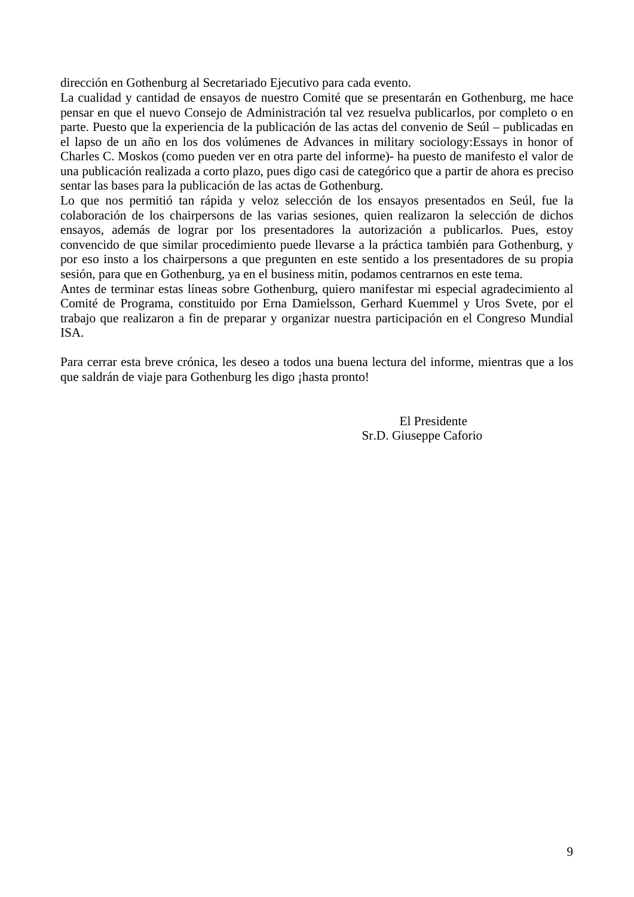dirección en Gothenburg al Secretariado Ejecutivo para cada evento.

La cualidad y cantidad de ensayos de nuestro Comité que se presentarán en Gothenburg, me hace pensar en que el nuevo Consejo de Administración tal vez resuelva publicarlos, por completo o en parte. Puesto que la experiencia de la publicación de las actas del convenio de Seúl – publicadas en el lapso de un año en los dos volúmenes de Advances in military sociology:Essays in honor of Charles C. Moskos (como pueden ver en otra parte del informe)- ha puesto de manifesto el valor de una publicación realizada a corto plazo, pues digo casi de categórico que a partir de ahora es preciso sentar las bases para la publicación de las actas de Gothenburg.

Lo que nos permitió tan rápida y veloz selección de los ensayos presentados en Seúl, fue la colaboración de los chairpersons de las varias sesiones, quien realizaron la selección de dichos ensayos, además de lograr por los presentadores la autorización a publicarlos. Pues, estoy convencido de que similar procedimiento puede llevarse a la práctica también para Gothenburg, y por eso insto a los chairpersons a que pregunten en este sentido a los presentadores de su propia sesión, para que en Gothenburg, ya en el business mitin, podamos centrarnos en este tema.

Antes de terminar estas líneas sobre Gothenburg, quiero manifestar mi especial agradecimiento al Comité de Programa, constituido por Erna Damielsson, Gerhard Kuemmel y Uros Svete, por el trabajo que realizaron a fin de preparar y organizar nuestra participación en el Congreso Mundial ISA.

Para cerrar esta breve crónica, les deseo a todos una buena lectura del informe, mientras que a los que saldrán de viaje para Gothenburg les digo ¡hasta pronto!

El Presidente
Sr.D. Giuseppe Caforio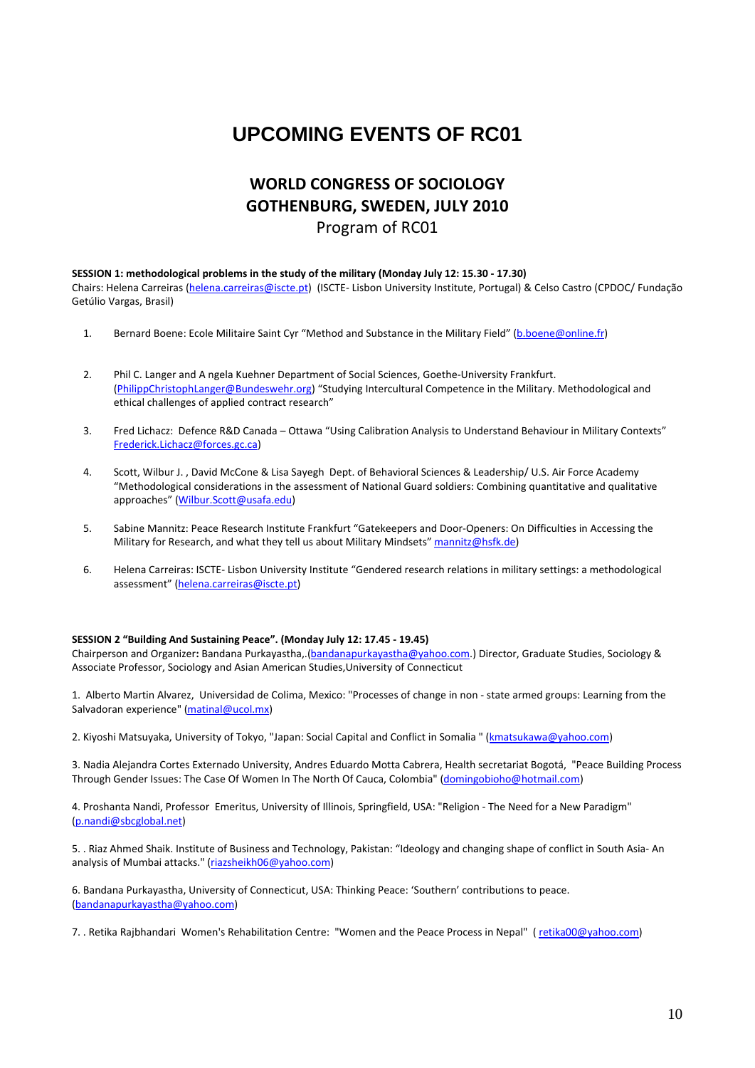# UPCOMING EVENTS OF RC01

## WORLD CONGRESS OF SOCIOLOGY
## GOTHENBURG, SWEDEN, JULY 2010

Program of RC01

**SESSION 1: methodological problems in the study of the military (Monday July 12: 15.30 - 17.30)**
Chairs: Helena Carreiras (helena.carreiras@iscte.pt) (ISCTE- Lisbon University Institute, Portugal) & Celso Castro (CPDOC/ Fundação Getúlio Vargas, Brasil)

1. Bernard Boene: Ecole Militaire Saint Cyr "Method and Substance in the Military Field" (b.boene@online.fr)

2. Phil C. Langer and A ngela Kuehner Department of Social Sciences, Goethe-University Frankfurt. (PhilippChristophLanger@Bundeswehr.org) "Studying Intercultural Competence in the Military. Methodological and ethical challenges of applied contract research"

3. Fred Lichacz: Defence R&D Canada – Ottawa "Using Calibration Analysis to Understand Behaviour in Military Contexts" Frederick.Lichacz@forces.gc.ca)

4. Scott, Wilbur J. , David McCone & Lisa Sayegh Dept. of Behavioral Sciences & Leadership/ U.S. Air Force Academy "Methodological considerations in the assessment of National Guard soldiers: Combining quantitative and qualitative approaches" (Wilbur.Scott@usafa.edu)

5. Sabine Mannitz: Peace Research Institute Frankfurt "Gatekeepers and Door-Openers: On Difficulties in Accessing the Military for Research, and what they tell us about Military Mindsets" mannitz@hsfk.de)

6. Helena Carreiras: ISCTE- Lisbon University Institute "Gendered research relations in military settings: a methodological assessment" (helena.carreiras@iscte.pt)

**SESSION 2 "Building And Sustaining Peace". (Monday July 12: 17.45 - 19.45)**
Chairperson and Organizer**:** Bandana Purkayastha,.(bandanapurkayastha@yahoo.com.) Director, Graduate Studies, Sociology & Associate Professor, Sociology and Asian American Studies,University of Connecticut

1. Alberto Martin Alvarez, Universidad de Colima, Mexico: "Processes of change in non - state armed groups: Learning from the Salvadoran experience" (matinal@ucol.mx)

2. Kiyoshi Matsuyaka, University of Tokyo, "Japan: Social Capital and Conflict in Somalia " (kmatsukawa@yahoo.com)

3. Nadia Alejandra Cortes Externado University, Andres Eduardo Motta Cabrera, Health secretariat Bogotá, "Peace Building Process Through Gender Issues: The Case Of Women In The North Of Cauca, Colombia" (domingobioho@hotmail.com)

4. Proshanta Nandi, Professor Emeritus, University of Illinois, Springfield, USA: "Religion - The Need for a New Paradigm" (p.nandi@sbcglobal.net)

5. . Riaz Ahmed Shaik. Institute of Business and Technology, Pakistan: "Ideology and changing shape of conflict in South Asia- An analysis of Mumbai attacks." (riazsheikh06@yahoo.com)

6. Bandana Purkayastha, University of Connecticut, USA: Thinking Peace: 'Southern' contributions to peace. (bandanapurkayastha@yahoo.com)

7. . Retika Rajbhandari Women's Rehabilitation Centre: "Women and the Peace Process in Nepal" ( retika00@yahoo.com)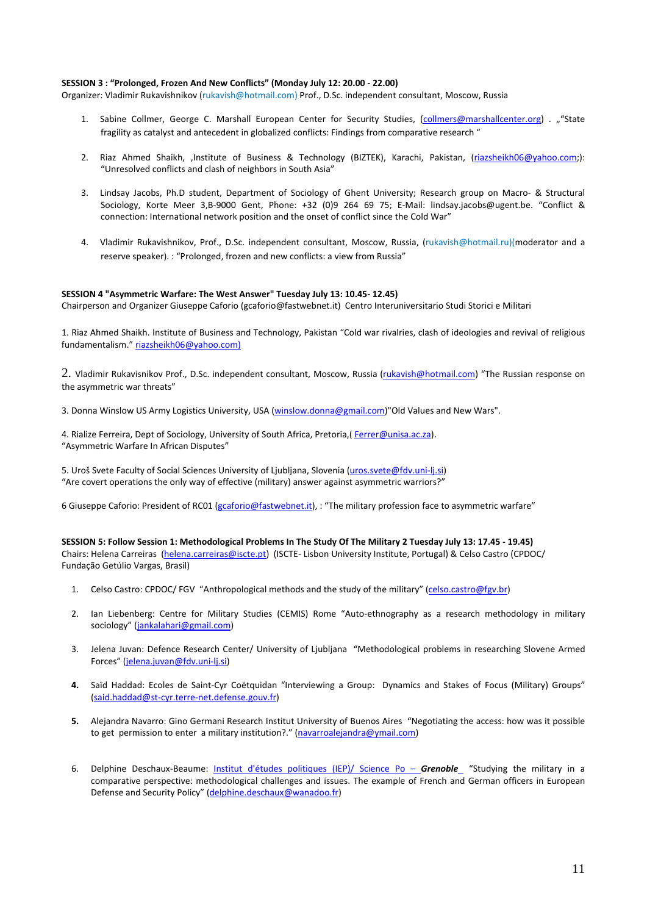**SESSION 3 : "Prolonged, Frozen And New Conflicts" (Monday July 12: 20.00 - 22.00)**
Organizer: Vladimir Rukavishnikov (rukavish@hotmail.com) Prof., D.Sc. independent consultant, Moscow, Russia

1. Sabine Collmer, George C. Marshall European Center for Security Studies, (collmers@marshallcenter.org) . „"State fragility as catalyst and antecedent in globalized conflicts: Findings from comparative research "

2. Riaz Ahmed Shaikh, ,Institute of Business & Technology (BIZTEK), Karachi, Pakistan, (riazsheikh06@yahoo.com;): "Unresolved conflicts and clash of neighbors in South Asia"

3. Lindsay Jacobs, Ph.D student, Department of Sociology of Ghent University; Research group on Macro- & Structural Sociology, Korte Meer 3,B-9000 Gent, Phone: +32 (0)9 264 69 75; E-Mail: lindsay.jacobs@ugent.be. "Conflict & connection: International network position and the onset of conflict since the Cold War"

4. Vladimir Rukavishnikov, Prof., D.Sc. independent consultant, Moscow, Russia, (rukavish@hotmail.ru)(moderator and a reserve speaker). : "Prolonged, frozen and new conflicts: a view from Russia"

**SESSION 4 "Asymmetric Warfare: The West Answer" Tuesday July 13: 10.45- 12.45)**
Chairperson and Organizer Giuseppe Caforio (gcaforio@fastwebnet.it) Centro Interuniversitario Studi Storici e Militari

1. Riaz Ahmed Shaikh. Institute of Business and Technology, Pakistan "Cold war rivalries, clash of ideologies and revival of religious fundamentalism." riazsheikh06@yahoo.com)

2. Vladimir Rukavisnikov Prof., D.Sc. independent consultant, Moscow, Russia (rukavish@hotmail.com) "The Russian response on the asymmetric war threats"

3. Donna Winslow US Army Logistics University, USA (winslow.donna@gmail.com)"Old Values and New Wars".

4. Rialize Ferreira, Dept of Sociology, University of South Africa, Pretoria,( Ferrer@unisa.ac.za).
"Asymmetric Warfare In African Disputes"

5. Uroš Svete Faculty of Social Sciences University of Ljubljana, Slovenia (uros.svete@fdv.uni-lj.si)
"Are covert operations the only way of effective (military) answer against asymmetric warriors?"

6 Giuseppe Caforio: President of RC01 (gcaforio@fastwebnet.it), : "The military profession face to asymmetric warfare"

**SESSION 5: Follow Session 1: Methodological Problems In The Study Of The Military 2 Tuesday July 13: 17.45 - 19.45)**
Chairs: Helena Carreiras (helena.carreiras@iscte.pt) (ISCTE- Lisbon University Institute, Portugal) & Celso Castro (CPDOC/ Fundação Getúlio Vargas, Brasil)

1. Celso Castro: CPDOC/ FGV "Anthropological methods and the study of the military" (celso.castro@fgv.br)

2. Ian Liebenberg: Centre for Military Studies (CEMIS) Rome "Auto-ethnography as a research methodology in military sociology" (jankalahari@gmail.com)

3. Jelena Juvan: Defence Research Center/ University of Ljubljana "Methodological problems in researching Slovene Armed Forces" (jelena.juvan@fdv.uni-lj.si)

4. Saïd Haddad: Ecoles de Saint-Cyr Coëtquidan "Interviewing a Group: Dynamics and Stakes of Focus (Military) Groups" (said.haddad@st-cyr.terre-net.defense.gouv.fr)

5. Alejandra Navarro: Gino Germani Research Institut University of Buenos Aires "Negotiating the access: how was it possible to get permission to enter a military institution?." (navarroalejandra@ymail.com)

6. Delphine Deschaux-Beaume: Institut d'études politiques (IEP)/ Science Po – ***Grenoble*** "Studying the military in a comparative perspective: methodological challenges and issues. The example of French and German officers in European Defense and Security Policy" (delphine.deschaux@wanadoo.fr)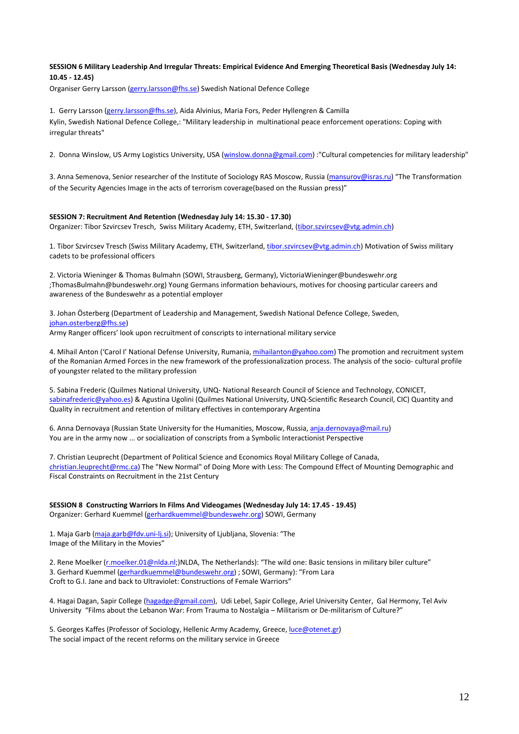**SESSION 6 Military Leadership And Irregular Threats: Empirical Evidence And Emerging Theoretical Basis (Wednesday July 14: 10.45 - 12.45)**

Organiser Gerry Larsson (gerry.larsson@fhs.se) Swedish National Defence College

1. Gerry Larsson (gerry.larsson@fhs.se), Aida Alvinius, Maria Fors, Peder Hyllengren & Camilla Kylin, Swedish National Defence College,: "Military leadership in multinational peace enforcement operations: Coping with irregular threats"

2. Donna Winslow, US Army Logistics University, USA (winslow.donna@gmail.com) :"Cultural competencies for military leadership"

3. Anna Semenova, Senior researcher of the Institute of Sociology RAS Moscow, Russia (mansurov@isras.ru) "The Transformation of the Security Agencies Image in the acts of terrorism coverage(based on the Russian press)"

**SESSION 7: Recruitment And Retention (Wednesday July 14: 15.30 - 17.30)**

Organizer: Tibor Szvircsev Tresch, Swiss Military Academy, ETH, Switzerland, (tibor.szvircsev@vtg.admin.ch)

1. Tibor Szvircsev Tresch (Swiss Military Academy, ETH, Switzerland, tibor.szvircsev@vtg.admin.ch) Motivation of Swiss military cadets to be professional officers

2. Victoria Wieninger & Thomas Bulmahn (SOWI, Strausberg, Germany), VictoriaWieninger@bundeswehr.org ;ThomasBulmahn@bundeswehr.org) Young Germans information behaviours, motives for choosing particular careers and awareness of the Bundeswehr as a potential employer

3. Johan Österberg (Department of Leadership and Management, Swedish National Defence College, Sweden, johan.osterberg@fhs.se)
Army Ranger officers' look upon recruitment of conscripts to international military service

4. Mihail Anton ('Carol I' National Defense University, Rumania, mihailanton@yahoo.com) The promotion and recruitment system of the Romanian Armed Forces in the new framework of the professionalization process. The analysis of the socio- cultural profile of youngster related to the military profession

5. Sabina Frederic (Quilmes National University, UNQ- National Research Council of Science and Technology, CONICET, sabinafrederic@yahoo.es) & Agustina Ugolini (Quilmes National University, UNQ-Scientific Research Council, CIC) Quantity and Quality in recruitment and retention of military effectives in contemporary Argentina

6. Anna Dernovaya (Russian State University for the Humanities, Moscow, Russia, anja.dernovaya@mail.ru)
You are in the army now ... or socialization of conscripts from a Symbolic Interactionist Perspective

7. Christian Leuprecht (Department of Political Science and Economics Royal Military College of Canada, christian.leuprecht@rmc.ca) The "New Normal" of Doing More with Less: The Compound Effect of Mounting Demographic and Fiscal Constraints on Recruitment in the 21st Century

**SESSION 8 Constructing Warriors In Films And Videogames (Wednesday July 14: 17.45 - 19.45)**

Organizer: Gerhard Kuemmel (gerhardkuemmel@bundeswehr.org) SOWI, Germany

1. Maja Garb (maja.garb@fdv.uni-lj.si); University of Ljubljana, Slovenia: "The Image of the Military in the Movies"

2. Rene Moelker (r.moelker.01@nlda.nl;)NLDA, The Netherlands): "The wild one: Basic tensions in military biler culture"

3. Gerhard Kuemmel (gerhardkuemmel@bundeswehr.org) ; SOWI, Germany): "From Lara Croft to G.I. Jane and back to Ultraviolet: Constructions of Female Warriors"

4. Hagai Dagan, Sapir College (hagadge@gmail.com), Udi Lebel, Sapir College, Ariel University Center, Gal Hermony, Tel Aviv University "Films about the Lebanon War: From Trauma to Nostalgia – Militarism or De-militarism of Culture?"

5. Georges Kaffes (Professor of Sociology, Hellenic Army Academy, Greece, luce@otenet.gr)
The social impact of the recent reforms on the military service in Greece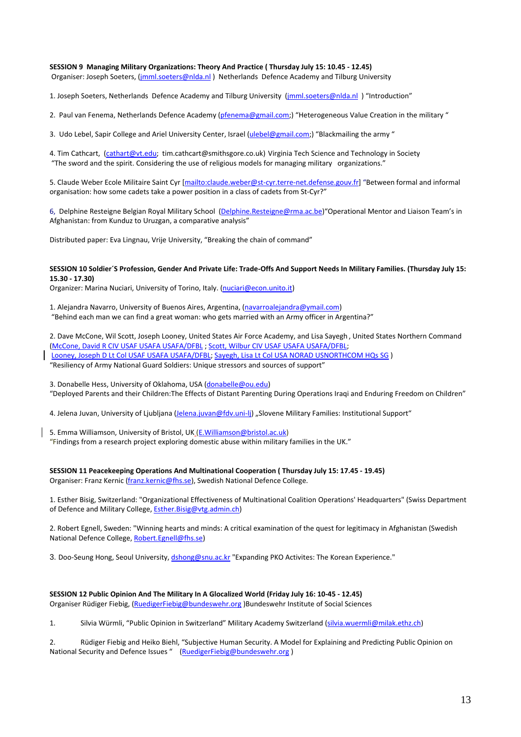**SESSION 9 Managing Military Organizations: Theory And Practice ( Thursday July 15: 10.45 - 12.45)**
Organiser: Joseph Soeters, (jmml.soeters@nlda.nl ) Netherlands Defence Academy and Tilburg University

1. Joseph Soeters, Netherlands Defence Academy and Tilburg University (jmml.soeters@nlda.nl ) "Introduction"

2. Paul van Fenema, Netherlands Defence Academy (pfenema@gmail.com;) "Heterogeneous Value Creation in the military "

3. Udo Lebel, Sapir College and Ariel University Center, Israel (ulebel@gmail.com;) "Blackmailing the army "

4. Tim Cathcart, (cathart@vt.edu; tim.cathcart@smithsgore.co.uk) Virginia Tech Science and Technology in Society
"The sword and the spirit. Considering the use of religious models for managing military organizations."

5. Claude Weber Ecole Militaire Saint Cyr [mailto:claude.weber@st-cyr.terre-net.defense.gouv.fr] "Between formal and informal organisation: how some cadets take a power position in a class of cadets from St-Cyr?"

6. Delphine Resteigne Belgian Royal Military School (Delphine.Resteigne@rma.ac.be)"Operational Mentor and Liaison Team's in Afghanistan: from Kunduz to Uruzgan, a comparative analysis"

Distributed paper: Eva Lingnau, Vrije University, "Breaking the chain of command"

**SESSION 10 Soldier´S Profession, Gender And Private Life: Trade-Offs And Support Needs In Military Families. (Thursday July 15: 15.30 - 17.30)**
Organizer: Marina Nuciari, University of Torino, Italy. (nuciari@econ.unito.it)

1. Alejandra Navarro, University of Buenos Aires, Argentina, (navarroalejandra@ymail.com)
"Behind each man we can find a great woman: who gets married with an Army officer in Argentina?"

2. Dave McCone, Wil Scott, Joseph Looney, United States Air Force Academy, and Lisa Sayegh , United States Northern Command (McCone, David R CIV USAF USAFA USAFA/DFBL ; Scott, Wilbur CIV USAF USAFA USAFA/DFBL;
Looney, Joseph D Lt Col USAF USAFA USAFA/DFBL; Sayegh, Lisa Lt Col USA NORAD USNORTHCOM HQs SG )
"Resiliency of Army National Guard Soldiers: Unique stressors and sources of support"

3. Donabelle Hess, University of Oklahoma, USA (donabelle@ou.edu)
"Deployed Parents and their Children:The Effects of Distant Parenting During Operations Iraqi and Enduring Freedom on Children"

4. Jelena Juvan, University of Ljubljana (Jelena.juvan@fdv.uni-lj) „Slovene Military Families: Institutional Support"

5. Emma Williamson, University of Bristol, UK (E.Williamson@bristol.ac.uk)
"Findings from a research project exploring domestic abuse within military families in the UK."

**SESSION 11 Peacekeeping Operations And Multinational Cooperation ( Thursday July 15: 17.45 - 19.45)**
Organiser: Franz Kernic (franz.kernic@fhs.se), Swedish National Defence College.

1. Esther Bisig, Switzerland: "Organizational Effectiveness of Multinational Coalition Operations' Headquarters" (Swiss Department of Defence and Military College, Esther.Bisig@vtg.admin.ch)

2. Robert Egnell, Sweden: "Winning hearts and minds: A critical examination of the quest for legitimacy in Afghanistan (Swedish National Defence College, Robert.Egnell@fhs.se)

3. Doo-Seung Hong, Seoul University, dshong@snu.ac.kr "Expanding PKO Activites: The Korean Experience."

**SESSION 12 Public Opinion And The Military In A Glocalized World (Friday July 16: 10-45 - 12.45)**
Organiser Rüdiger Fiebig, (RuedigerFiebig@bundeswehr.org )Bundeswehr Institute of Social Sciences

1. Silvia Würmli, "Public Opinion in Switzerland" Military Academy Switzerland (silvia.wuermli@milak.ethz.ch)

2. Rüdiger Fiebig and Heiko Biehl, "Subjective Human Security. A Model for Explaining and Predicting Public Opinion on National Security and Defence Issues " (RuedigerFiebig@bundeswehr.org )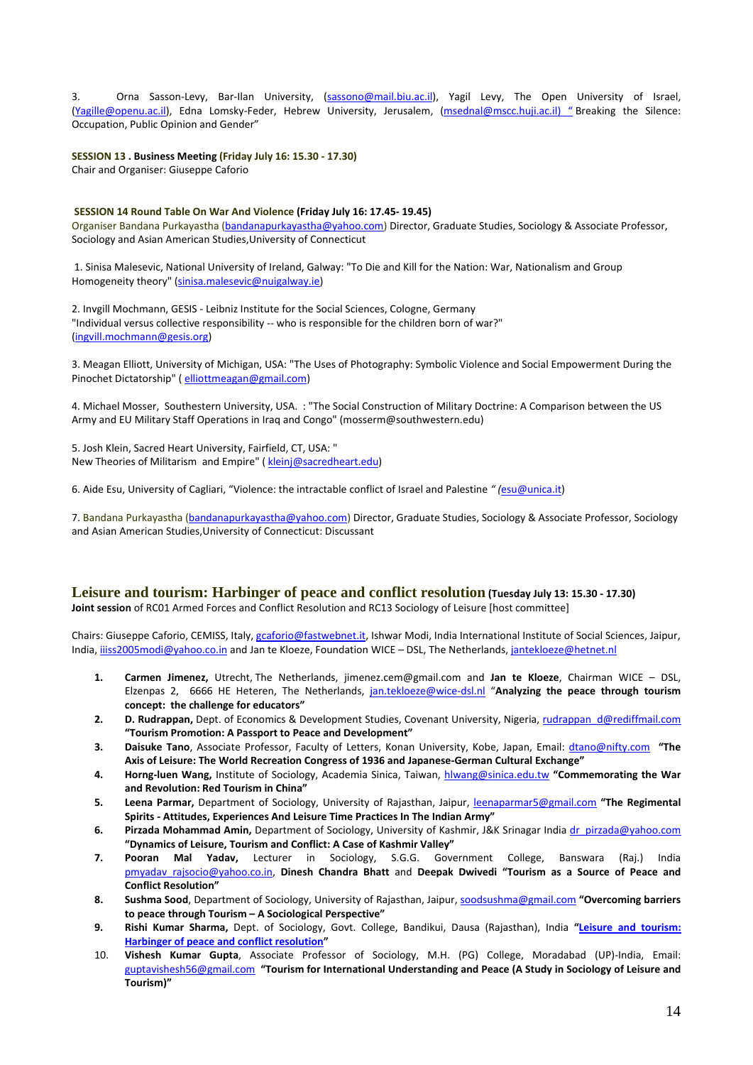3. Orna Sasson-Levy, Bar-Ilan University, (sassono@mail.biu.ac.il), Yagil Levy, The Open University of Israel, (Yagille@openu.ac.il), Edna Lomsky-Feder, Hebrew University, Jerusalem, (msednal@mscc.huji.ac.il) " Breaking the Silence: Occupation, Public Opinion and Gender"

**SESSION 13 . Business Meeting (Friday July 16: 15.30 - 17.30)**
Chair and Organiser: Giuseppe Caforio

**SESSION 14 Round Table On War And Violence (Friday July 16: 17.45- 19.45)**
Organiser Bandana Purkayastha (bandanapurkayastha@yahoo.com) Director, Graduate Studies, Sociology & Associate Professor, Sociology and Asian American Studies,University of Connecticut

1. Sinisa Malesevic, National University of Ireland, Galway: "To Die and Kill for the Nation: War, Nationalism and Group Homogeneity theory" (sinisa.malesevic@nuigalway.ie)

2. Invgill Mochmann, GESIS - Leibniz Institute for the Social Sciences, Cologne, Germany
"Individual versus collective responsibility -- who is responsible for the children born of war?" (ingvill.mochmann@gesis.org)

3. Meagan Elliott, University of Michigan, USA: "The Uses of Photography: Symbolic Violence and Social Empowerment During the Pinochet Dictatorship" ( elliottmeagan@gmail.com)

4. Michael Mosser, Southestern University, USA. : "The Social Construction of Military Doctrine: A Comparison between the US Army and EU Military Staff Operations in Iraq and Congo" (mosserm@southwestern.edu)

5. Josh Klein, Sacred Heart University, Fairfield, CT, USA: "
New Theories of Militarism and Empire" ( kleinj@sacredheart.edu)

6. Aide Esu, University of Cagliari, "Violence: the intractable conflict of Israel and Palestine " (esu@unica.it)

7. Bandana Purkayastha (bandanapurkayastha@yahoo.com) Director, Graduate Studies, Sociology & Associate Professor, Sociology and Asian American Studies,University of Connecticut: Discussant

## Leisure and tourism: Harbinger of peace and conflict resolution (Tuesday July 13: 15.30 - 17.30)

**Joint session** of RC01 Armed Forces and Conflict Resolution and RC13 Sociology of Leisure [host committee]

Chairs: Giuseppe Caforio, CEMISS, Italy, gcaforio@fastwebnet.it, Ishwar Modi, India International Institute of Social Sciences, Jaipur, India, iiiss2005modi@yahoo.co.in and Jan te Kloeze, Foundation WICE – DSL, The Netherlands, jantekloeze@hetnet.nl

1. **Carmen Jimenez,** Utrecht, The Netherlands, jimenez.cem@gmail.com and **Jan te Kloeze**, Chairman WICE – DSL, Elzenpas 2, 6666 HE Heteren, The Netherlands, jan.tekloeze@wice-dsl.nl "**Analyzing the peace through tourism concept: the challenge for educators"**
2. **D. Rudrappan,** Dept. of Economics & Development Studies, Covenant University, Nigeria, rudrappan_d@rediffmail.com **"Tourism Promotion: A Passport to Peace and Development"**
3. **Daisuke Tano**, Associate Professor, Faculty of Letters, Konan University, Kobe, Japan, Email: dtano@nifty.com **"The Axis of Leisure: The World Recreation Congress of 1936 and Japanese-German Cultural Exchange"**
4. **Horng-luen Wang,** Institute of Sociology, Academia Sinica, Taiwan, hlwang@sinica.edu.tw **"Commemorating the War and Revolution: Red Tourism in China"**
5. **Leena Parmar,** Department of Sociology, University of Rajasthan, Jaipur, leenaparmar5@gmail.com **"The Regimental Spirits - Attitudes, Experiences And Leisure Time Practices In The Indian Army"**
6. **Pirzada Mohammad Amin,** Department of Sociology, University of Kashmir, J&K Srinagar India dr_pirzada@yahoo.com **"Dynamics of Leisure, Tourism and Conflict: A Case of Kashmir Valley"**
7. **Pooran Mal Yadav,** Lecturer in Sociology, S.G.G. Government College, Banswara (Raj.) India pmyadav_rajsocio@yahoo.co.in, **Dinesh Chandra Bhatt** and **Deepak Dwivedi "Tourism as a Source of Peace and Conflict Resolution"**
8. **Sushma Sood**, Department of Sociology, University of Rajasthan, Jaipur, soodsushma@gmail.com **"Overcoming barriers to peace through Tourism – A Sociological Perspective"**
9. **Rishi Kumar Sharma,** Dept. of Sociology, Govt. College, Bandikui, Dausa (Rajasthan), India **"Leisure and tourism: Harbinger of peace and conflict resolution"**
10. **Vishesh Kumar Gupta**, Associate Professor of Sociology, M.H. (PG) College, Moradabad (UP)-India, Email: guptavishesh56@gmail.com **"Tourism for International Understanding and Peace (A Study in Sociology of Leisure and Tourism)"**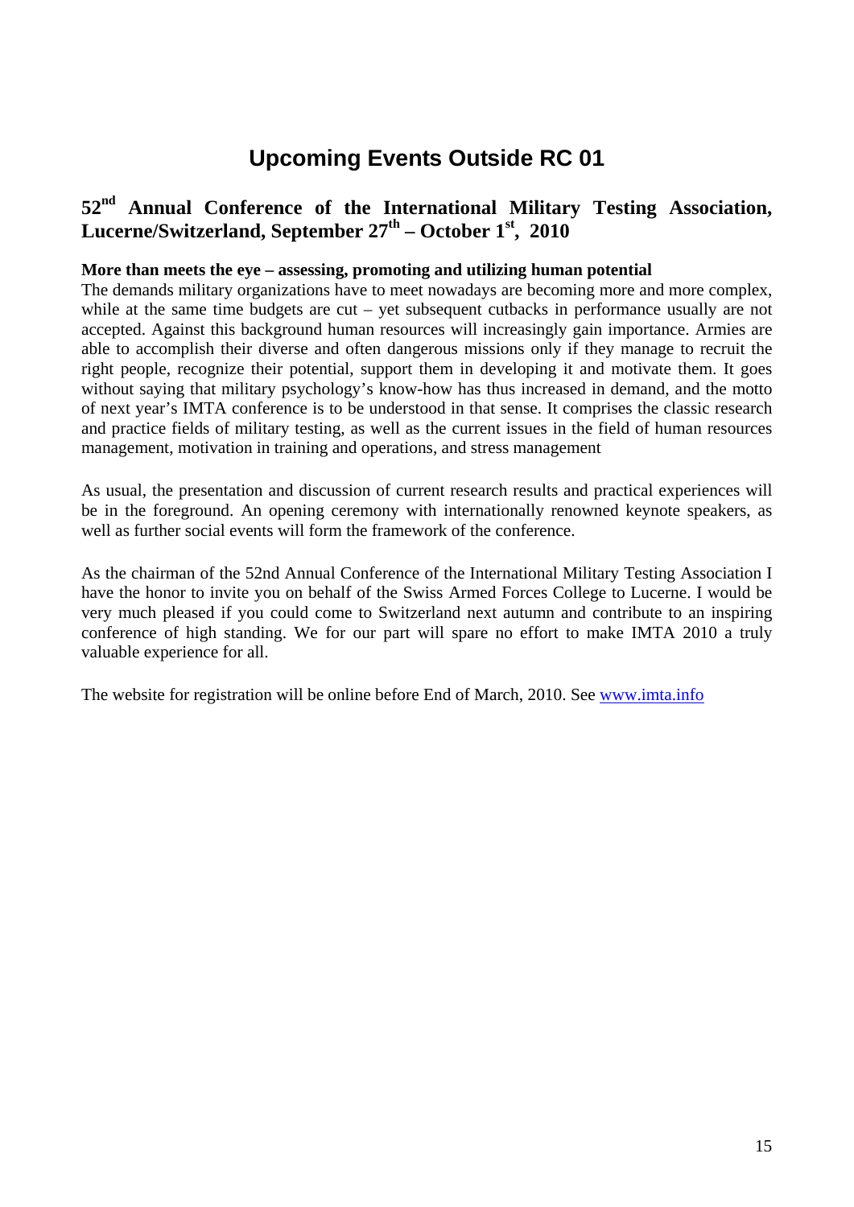# Upcoming Events Outside RC 01

## 52nd Annual Conference of the International Military Testing Association, Lucerne/Switzerland, September 27th – October 1st, 2010

**More than meets the eye – assessing, promoting and utilizing human potential**

The demands military organizations have to meet nowadays are becoming more and more complex, while at the same time budgets are cut – yet subsequent cutbacks in performance usually are not accepted. Against this background human resources will increasingly gain importance. Armies are able to accomplish their diverse and often dangerous missions only if they manage to recruit the right people, recognize their potential, support them in developing it and motivate them. It goes without saying that military psychology's know-how has thus increased in demand, and the motto of next year's IMTA conference is to be understood in that sense. It comprises the classic research and practice fields of military testing, as well as the current issues in the field of human resources management, motivation in training and operations, and stress management

As usual, the presentation and discussion of current research results and practical experiences will be in the foreground. An opening ceremony with internationally renowned keynote speakers, as well as further social events will form the framework of the conference.

As the chairman of the 52nd Annual Conference of the International Military Testing Association I have the honor to invite you on behalf of the Swiss Armed Forces College to Lucerne. I would be very much pleased if you could come to Switzerland next autumn and contribute to an inspiring conference of high standing. We for our part will spare no effort to make IMTA 2010 a truly valuable experience for all.

The website for registration will be online before End of March, 2010. See www.imta.info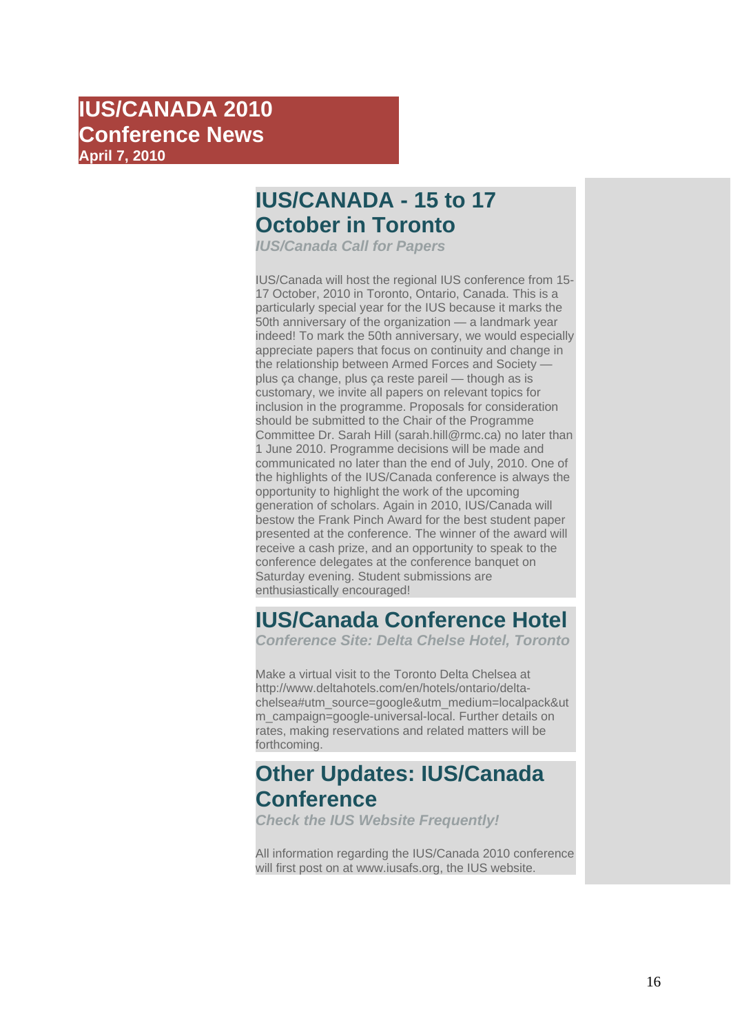# IUS/CANADA 2010 Conference News

**April 7, 2010**

## IUS/CANADA - 15 to 17 October in Toronto

***IUS/Canada Call for Papers***

IUS/Canada will host the regional IUS conference from 15-17 October, 2010 in Toronto, Ontario, Canada. This is a particularly special year for the IUS because it marks the 50th anniversary of the organization — a landmark year indeed! To mark the 50th anniversary, we would especially appreciate papers that focus on continuity and change in the relationship between Armed Forces and Society — plus ça change, plus ça reste pareil — though as is customary, we invite all papers on relevant topics for inclusion in the programme. Proposals for consideration should be submitted to the Chair of the Programme Committee Dr. Sarah Hill (sarah.hill@rmc.ca) no later than 1 June 2010. Programme decisions will be made and communicated no later than the end of July, 2010. One of the highlights of the IUS/Canada conference is always the opportunity to highlight the work of the upcoming generation of scholars. Again in 2010, IUS/Canada will bestow the Frank Pinch Award for the best student paper presented at the conference. The winner of the award will receive a cash prize, and an opportunity to speak to the conference delegates at the conference banquet on Saturday evening. Student submissions are enthusiastically encouraged!

## IUS/Canada Conference Hotel

***Conference Site: Delta Chelse Hotel, Toronto***

Make a virtual visit to the Toronto Delta Chelsea at http://www.deltahotels.com/en/hotels/ontario/delta-chelsea#utm_source=google&utm_medium=localpack&utm_campaign=google-universal-local. Further details on rates, making reservations and related matters will be forthcoming.

## Other Updates: IUS/Canada Conference

***Check the IUS Website Frequently!***

All information regarding the IUS/Canada 2010 conference will first post on at www.iusafs.org, the IUS website.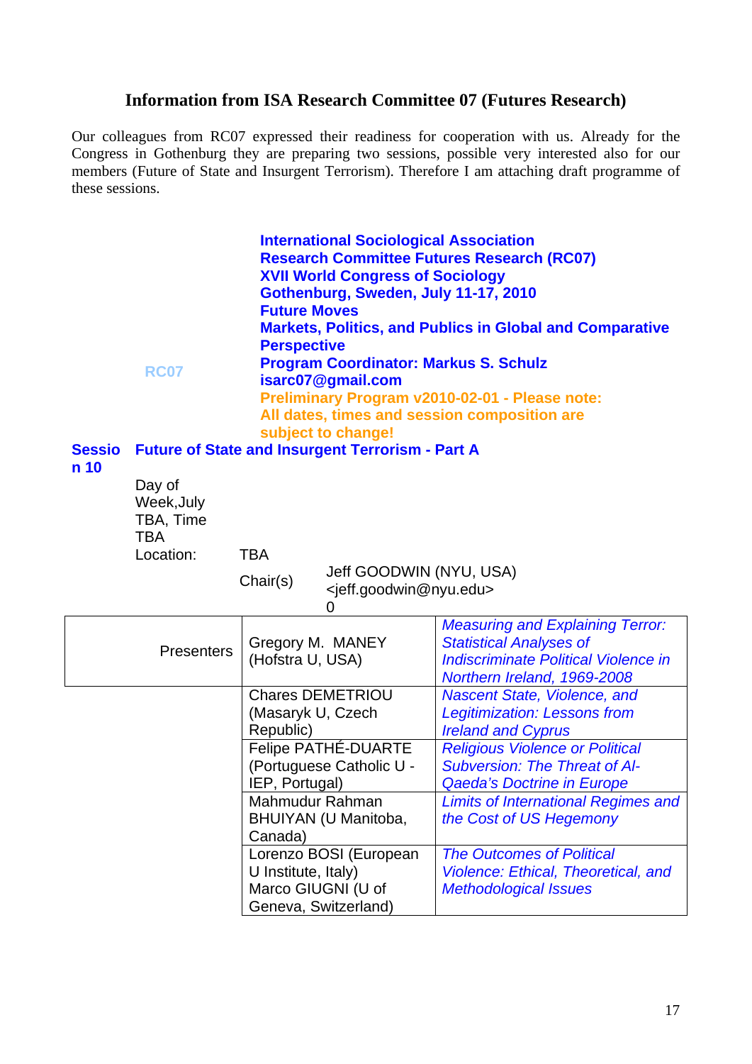### Information from ISA Research Committee 07 (Futures Research)

Our colleagues from RC07 expressed their readiness for cooperation with us. Already for the Congress in Gothenburg they are preparing two sessions, possible very interested also for our members (Future of State and Insurgent Terrorism). Therefore I am attaching draft programme of these sessions.

RC07

**International Sociological Association**
**Research Committee Futures Research (RC07)**
**XVII World Congress of Sociology**
**Gothenburg, Sweden, July 11-17, 2010**
**Future Moves**
**Markets, Politics, and Publics in Global and Comparative Perspective**
**Program Coordinator: Markus S. Schulz**
**isarc07@gmail.com**
**Preliminary Program v2010-02-01 - Please note: All dates, times and session composition are subject to change!**

**Session 10** **Future of State and Insurgent Terrorism - Part A**

Day of Week,July TBA, Time TBA

Location: TBA

Chair(s) Jeff GOODWIN (NYU, USA) <jeff.goodwin@nyu.edu> 0

| | | |
|---|---|---|
| Presenters | Gregory M. MANEY (Hofstra U, USA) | *Measuring and Explaining Terror: Statistical Analyses of Indiscriminate Political Violence in Northern Ireland, 1969-2008* |
| | Chares DEMETRIOU (Masaryk U, Czech Republic) | *Nascent State, Violence, and Legitimization: Lessons from Ireland and Cyprus* |
| | Felipe PATHÉ-DUARTE (Portuguese Catholic U - IEP, Portugal) | *Religious Violence or Political Subversion: The Threat of Al-Qaeda's Doctrine in Europe* |
| | Mahmudur Rahman BHUIYAN (U Manitoba, Canada) | *Limits of International Regimes and the Cost of US Hegemony* |
| | Lorenzo BOSI (European U Institute, Italy) Marco GIUGNI (U of Geneva, Switzerland) | *The Outcomes of Political Violence: Ethical, Theoretical, and Methodological Issues* |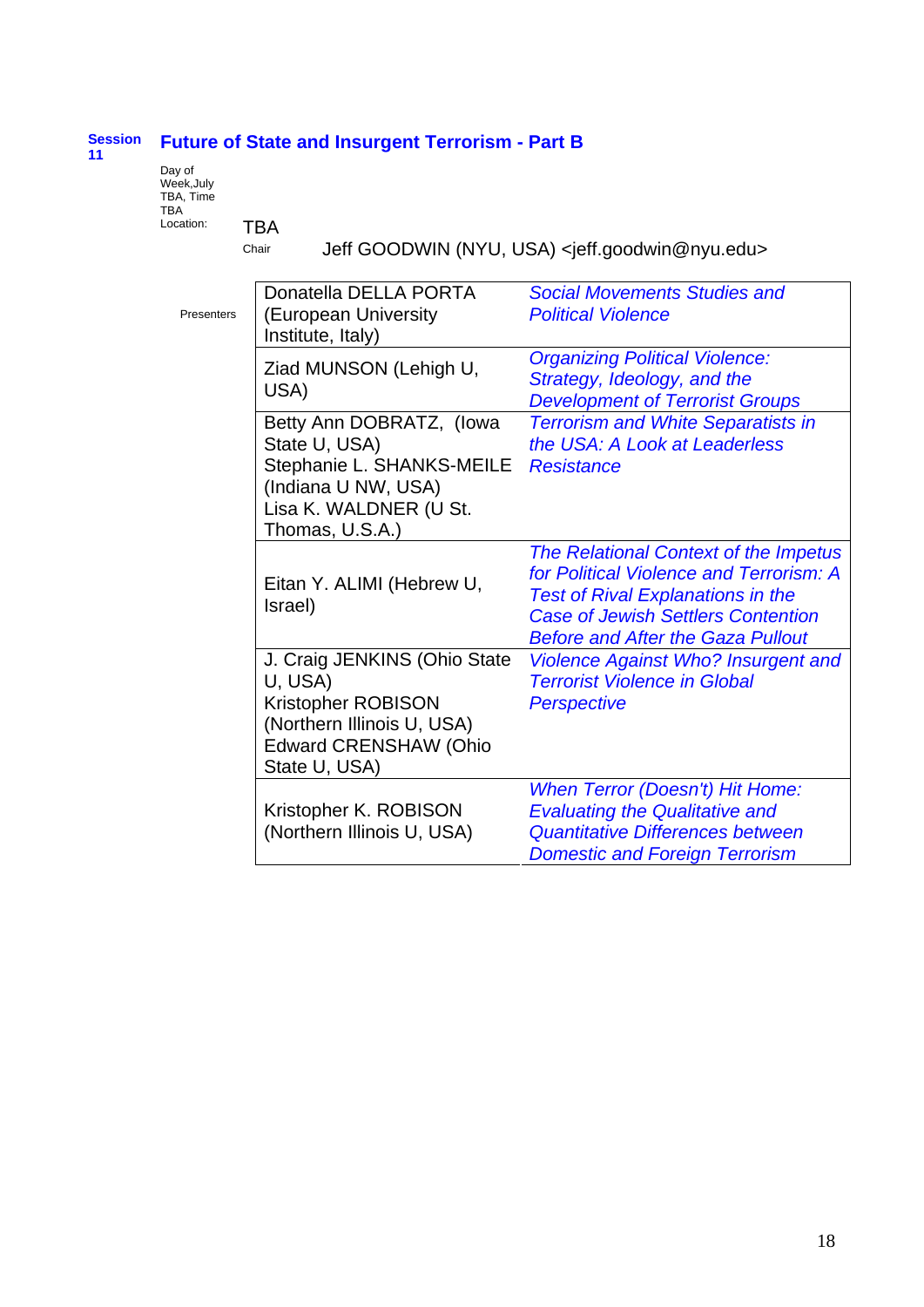## Session 11 Future of State and Insurgent Terrorism - Part B

Day of Week,July TBA, Time TBA

Location: TBA

Chair Jeff GOODWIN (NYU, USA) <jeff.goodwin@nyu.edu>

Presenters

| | |
|---|---|
| Donatella DELLA PORTA (European University Institute, Italy) | *Social Movements Studies and Political Violence* |
| Ziad MUNSON (Lehigh U, USA) | *Organizing Political Violence: Strategy, Ideology, and the Development of Terrorist Groups* |
| Betty Ann DOBRATZ, (Iowa State U, USA)<br>Stephanie L. SHANKS-MEILE (Indiana U NW, USA)<br>Lisa K. WALDNER (U St. Thomas, U.S.A.) | *Terrorism and White Separatists in the USA: A Look at Leaderless Resistance* |
| Eitan Y. ALIMI (Hebrew U, Israel) | *The Relational Context of the Impetus for Political Violence and Terrorism: A Test of Rival Explanations in the Case of Jewish Settlers Contention Before and After the Gaza Pullout* |
| J. Craig JENKINS (Ohio State U, USA)<br>Kristopher ROBISON (Northern Illinois U, USA)<br>Edward CRENSHAW (Ohio State U, USA) | *Violence Against Who? Insurgent and Terrorist Violence in Global Perspective* |
| Kristopher K. ROBISON (Northern Illinois U, USA) | *When Terror (Doesn't) Hit Home: Evaluating the Qualitative and Quantitative Differences between Domestic and Foreign Terrorism* |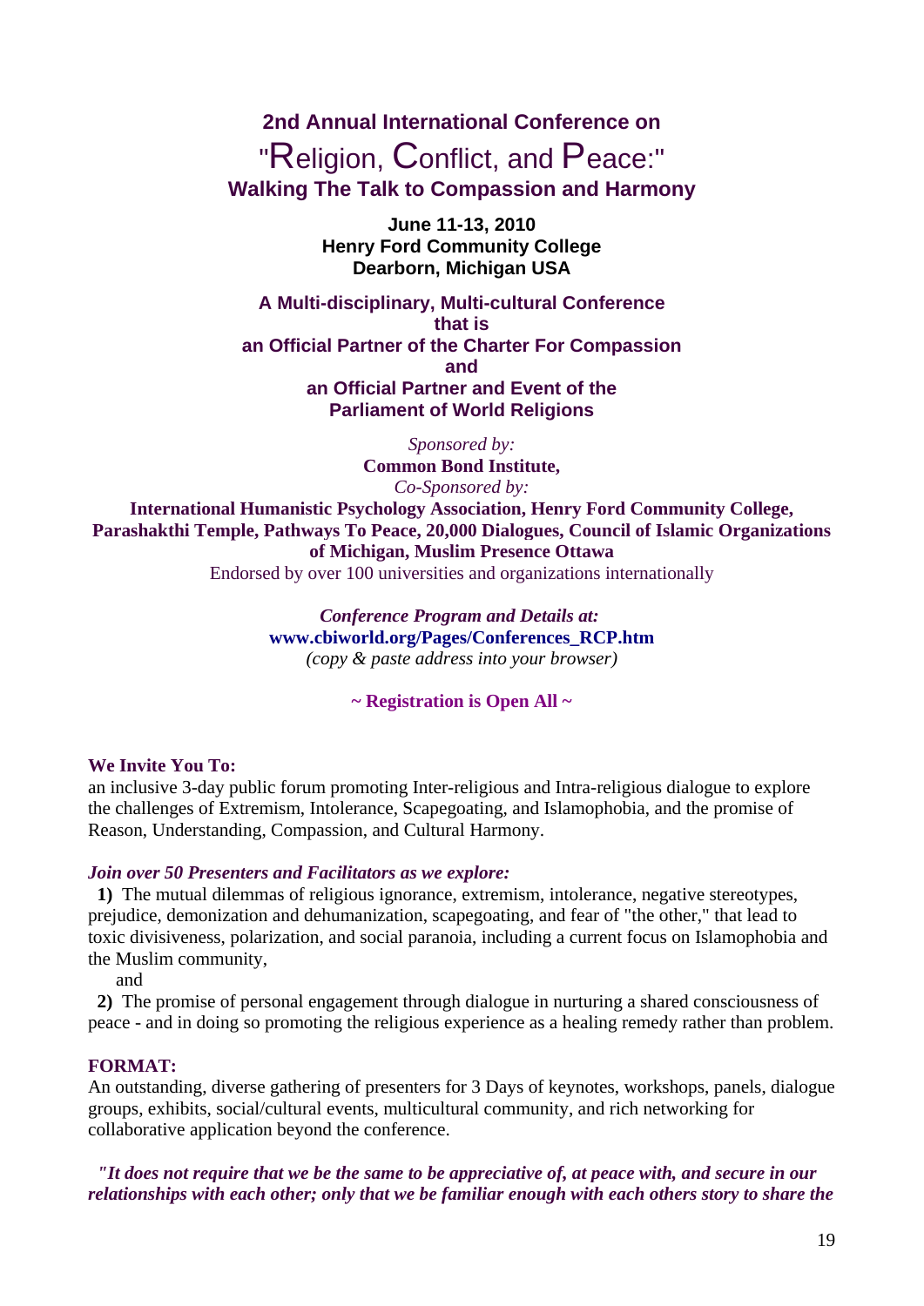## 2nd Annual International Conference on

# "Religion, Conflict, and Peace:"

## Walking The Talk to Compassion and Harmony

**June 11-13, 2010**
**Henry Ford Community College**
**Dearborn, Michigan USA**

**A Multi-disciplinary, Multi-cultural Conference**
**that is**
**an Official Partner of the Charter For Compassion**
**and**
**an Official Partner and Event of the**
**Parliament of World Religions**

*Sponsored by:*
**Common Bond Institute,**
*Co-Sponsored by:*
**International Humanistic Psychology Association, Henry Ford Community College, Parashakthi Temple, Pathways To Peace, 20,000 Dialogues, Council of Islamic Organizations of Michigan, Muslim Presence Ottawa**
Endorsed by over 100 universities and organizations internationally

***Conference Program and Details at:***
**www.cbiworld.org/Pages/Conferences_RCP.htm**
*(copy & paste address into your browser)*

**~ Registration is Open All ~**

**We Invite You To:**
an inclusive 3-day public forum promoting Inter-religious and Intra-religious dialogue to explore the challenges of Extremism, Intolerance, Scapegoating, and Islamophobia, and the promise of Reason, Understanding, Compassion, and Cultural Harmony.

***Join over 50 Presenters and Facilitators as we explore:***

**1)** The mutual dilemmas of religious ignorance, extremism, intolerance, negative stereotypes, prejudice, demonization and dehumanization, scapegoating, and fear of "the other," that lead to toxic divisiveness, polarization, and social paranoia, including a current focus on Islamophobia and the Muslim community,

and

**2)** The promise of personal engagement through dialogue in nurturing a shared consciousness of peace - and in doing so promoting the religious experience as a healing remedy rather than problem.

**FORMAT:**
An outstanding, diverse gathering of presenters for 3 Days of keynotes, workshops, panels, dialogue groups, exhibits, social/cultural events, multicultural community, and rich networking for collaborative application beyond the conference.

***"It does not require that we be the same to be appreciative of, at peace with, and secure in our relationships with each other; only that we be familiar enough with each others story to share the***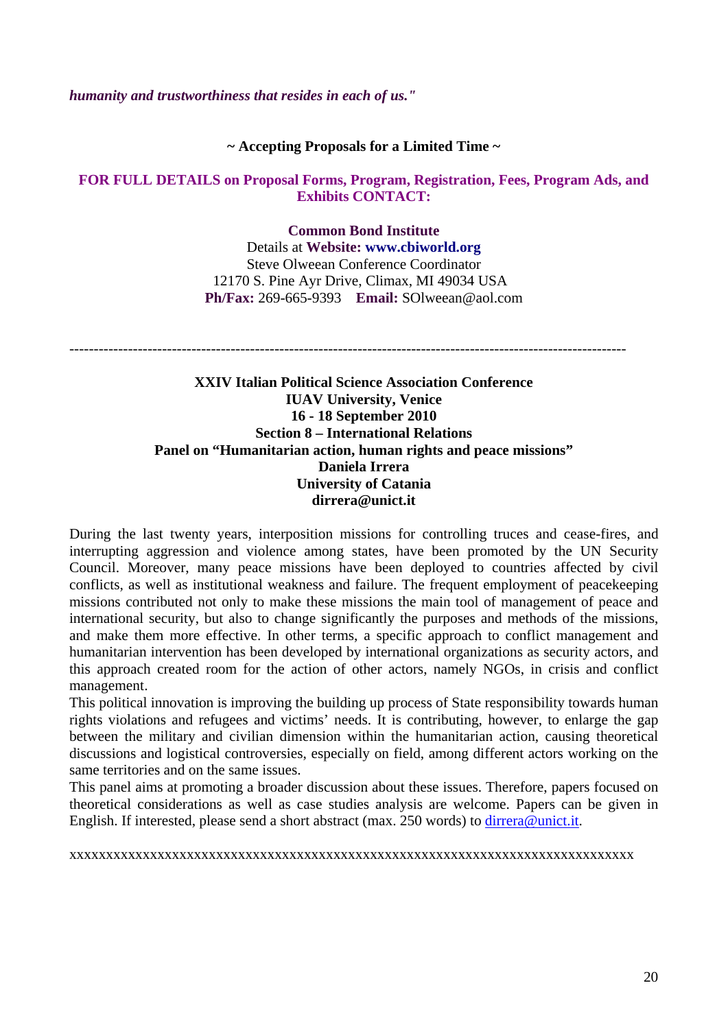***humanity and trustworthiness that resides in each of us."***

**~ Accepting Proposals for a Limited Time ~**

**FOR FULL DETAILS on Proposal Forms, Program, Registration, Fees, Program Ads, and Exhibits CONTACT:**

**Common Bond Institute**
Details at **Website: www.cbiworld.org**
Steve Olweean Conference Coordinator
12170 S. Pine Ayr Drive, Climax, MI 49034 USA
**Ph/Fax:** 269-665-9393 **Email:** SOlweean@aol.com

---

**XXIV Italian Political Science Association Conference**
**IUAV University, Venice**
**16 - 18 September 2010**
**Section 8 – International Relations**
**Panel on "Humanitarian action, human rights and peace missions"**
**Daniela Irrera**
**University of Catania**
**dirrera@unict.it**

During the last twenty years, interposition missions for controlling truces and cease-fires, and interrupting aggression and violence among states, have been promoted by the UN Security Council. Moreover, many peace missions have been deployed to countries affected by civil conflicts, as well as institutional weakness and failure. The frequent employment of peacekeeping missions contributed not only to make these missions the main tool of management of peace and international security, but also to change significantly the purposes and methods of the missions, and make them more effective. In other terms, a specific approach to conflict management and humanitarian intervention has been developed by international organizations as security actors, and this approach created room for the action of other actors, namely NGOs, in crisis and conflict management.

This political innovation is improving the building up process of State responsibility towards human rights violations and refugees and victims' needs. It is contributing, however, to enlarge the gap between the military and civilian dimension within the humanitarian action, causing theoretical discussions and logistical controversies, especially on field, among different actors working on the same territories and on the same issues.

This panel aims at promoting a broader discussion about these issues. Therefore, papers focused on theoretical considerations as well as case studies analysis are welcome. Papers can be given in English. If interested, please send a short abstract (max. 250 words) to dirrera@unict.it.

xxxxxxxxxxxxxxxxxxxxxxxxxxxxxxxxxxxxxxxxxxxxxxxxxxxxxxxxxxxxxxxxxxxxxxxxxxxxx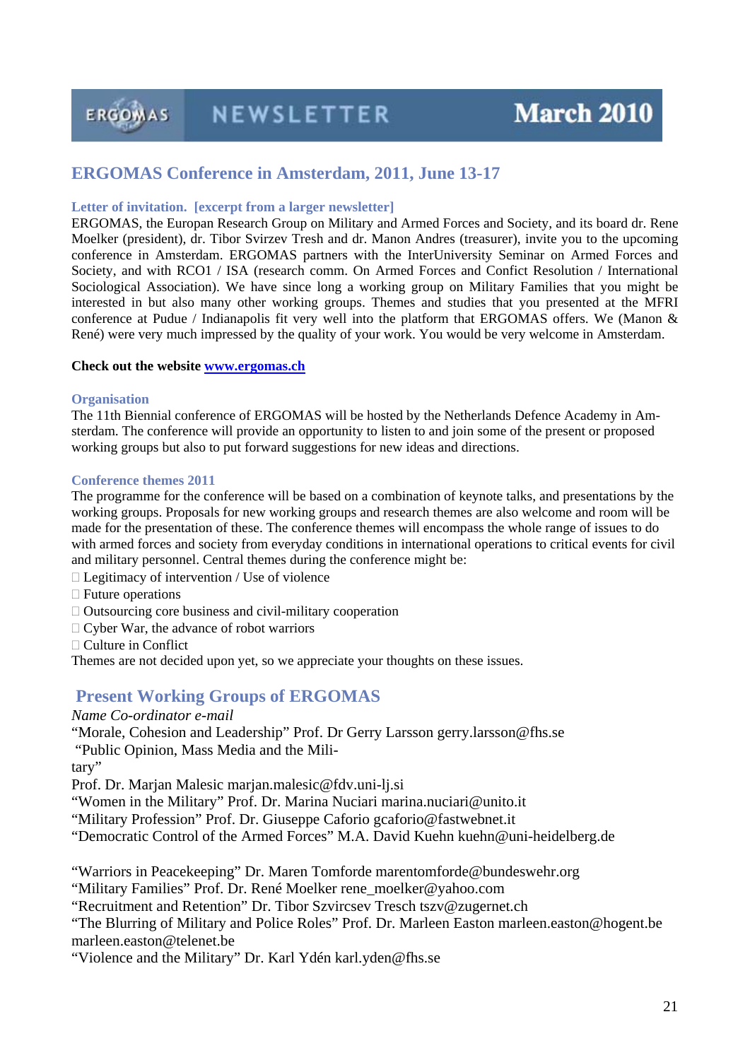# ERGOMAS Conference in Amsterdam, 2011, June 13-17

### Letter of invitation. [excerpt from a larger newsletter]

ERGOMAS, the Europan Research Group on Military and Armed Forces and Society, and its board dr. Rene Moelker (president), dr. Tibor Svirzev Tresh and dr. Manon Andres (treasurer), invite you to the upcoming conference in Amsterdam. ERGOMAS partners with the InterUniversity Seminar on Armed Forces and Society, and with RCO1 / ISA (research comm. On Armed Forces and Confict Resolution / International Sociological Association). We have since long a working group on Military Families that you might be interested in but also many other working groups. Themes and studies that you presented at the MFRI conference at Pudue / Indianapolis fit very well into the platform that ERGOMAS offers. We (Manon & René) were very much impressed by the quality of your work. You would be very welcome in Amsterdam.

**Check out the website www.ergomas.ch**

### Organisation

The 11th Biennial conference of ERGOMAS will be hosted by the Netherlands Defence Academy in Amsterdam. The conference will provide an opportunity to listen to and join some of the present or proposed working groups but also to put forward suggestions for new ideas and directions.

### Conference themes 2011

The programme for the conference will be based on a combination of keynote talks, and presentations by the working groups. Proposals for new working groups and research themes are also welcome and room will be made for the presentation of these. The conference themes will encompass the whole range of issues to do with armed forces and society from everyday conditions in international operations to critical events for civil and military personnel. Central themes during the conference might be:

- Legitimacy of intervention / Use of violence
- Future operations
- Outsourcing core business and civil-military cooperation
- Cyber War, the advance of robot warriors
- Culture in Conflict

Themes are not decided upon yet, so we appreciate your thoughts on these issues.

## Present Working Groups of ERGOMAS

*Name Co-ordinator e-mail*

"Morale, Cohesion and Leadership" Prof. Dr Gerry Larsson gerry.larsson@fhs.se

"Public Opinion, Mass Media and the Military"
Prof. Dr. Marjan Malesic marjan.malesic@fdv.uni-lj.si

"Women in the Military" Prof. Dr. Marina Nuciari marina.nuciari@unito.it

"Military Profession" Prof. Dr. Giuseppe Caforio gcaforio@fastwebnet.it

"Democratic Control of the Armed Forces" M.A. David Kuehn kuehn@uni-heidelberg.de

"Warriors in Peacekeeping" Dr. Maren Tomforde marentomforde@bundeswehr.org

"Military Families" Prof. Dr. René Moelker rene_moelker@yahoo.com

"Recruitment and Retention" Dr. Tibor Szvircsev Tresch tszv@zugernet.ch

"The Blurring of Military and Police Roles" Prof. Dr. Marleen Easton marleen.easton@hogent.be marleen.easton@telenet.be

"Violence and the Military" Dr. Karl Ydén karl.yden@fhs.se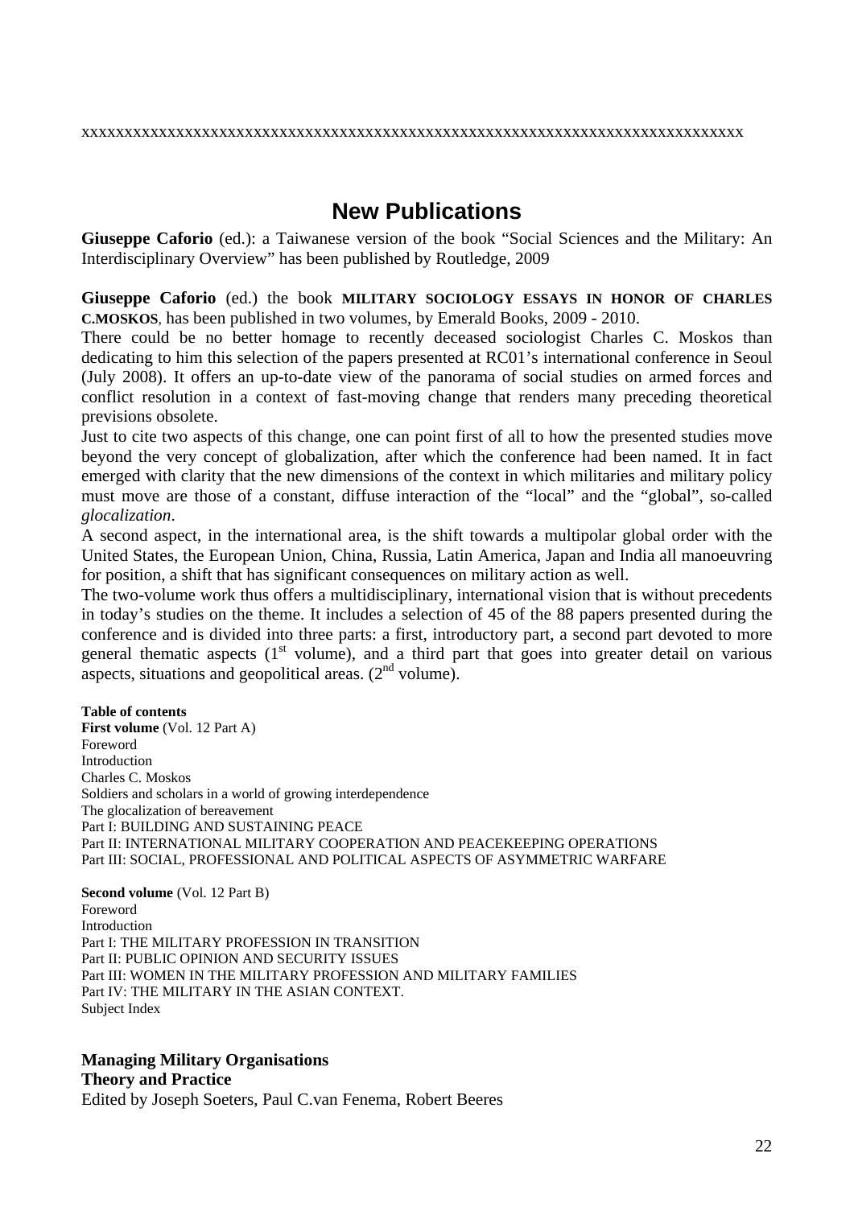xxxxxxxxxxxxxxxxxxxxxxxxxxxxxxxxxxxxxxxxxxxxxxxxxxxxxxxxxxxxxxxxxxxxxxxxxxxxxxx

## New Publications

**Giuseppe Caforio** (ed.): a Taiwanese version of the book "Social Sciences and the Military: An Interdisciplinary Overview" has been published by Routledge, 2009

**Giuseppe Caforio** (ed.) the book **MILITARY SOCIOLOGY ESSAYS IN HONOR OF CHARLES C.MOSKOS**, has been published in two volumes, by Emerald Books, 2009 - 2010.

There could be no better homage to recently deceased sociologist Charles C. Moskos than dedicating to him this selection of the papers presented at RC01's international conference in Seoul (July 2008). It offers an up-to-date view of the panorama of social studies on armed forces and conflict resolution in a context of fast-moving change that renders many preceding theoretical previsions obsolete.

Just to cite two aspects of this change, one can point first of all to how the presented studies move beyond the very concept of globalization, after which the conference had been named. It in fact emerged with clarity that the new dimensions of the context in which militaries and military policy must move are those of a constant, diffuse interaction of the "local" and the "global", so-called *glocalization*.

A second aspect, in the international area, is the shift towards a multipolar global order with the United States, the European Union, China, Russia, Latin America, Japan and India all manoeuvring for position, a shift that has significant consequences on military action as well.

The two-volume work thus offers a multidisciplinary, international vision that is without precedents in today's studies on the theme. It includes a selection of 45 of the 88 papers presented during the conference and is divided into three parts: a first, introductory part, a second part devoted to more general thematic aspects (1st volume), and a third part that goes into greater detail on various aspects, situations and geopolitical areas. (2nd volume).

**Table of contents**
**First volume** (Vol. 12 Part A)
Foreword
Introduction
Charles C. Moskos
Soldiers and scholars in a world of growing interdependence
The glocalization of bereavement
Part I: BUILDING AND SUSTAINING PEACE
Part II: INTERNATIONAL MILITARY COOPERATION AND PEACEKEEPING OPERATIONS
Part III: SOCIAL, PROFESSIONAL AND POLITICAL ASPECTS OF ASYMMETRIC WARFARE

**Second volume** (Vol. 12 Part B)
Foreword
Introduction
Part I: THE MILITARY PROFESSION IN TRANSITION
Part II: PUBLIC OPINION AND SECURITY ISSUES
Part III: WOMEN IN THE MILITARY PROFESSION AND MILITARY FAMILIES
Part IV: THE MILITARY IN THE ASIAN CONTEXT.
Subject Index

**Managing Military Organisations**
**Theory and Practice**
Edited by Joseph Soeters, Paul C.van Fenema, Robert Beeres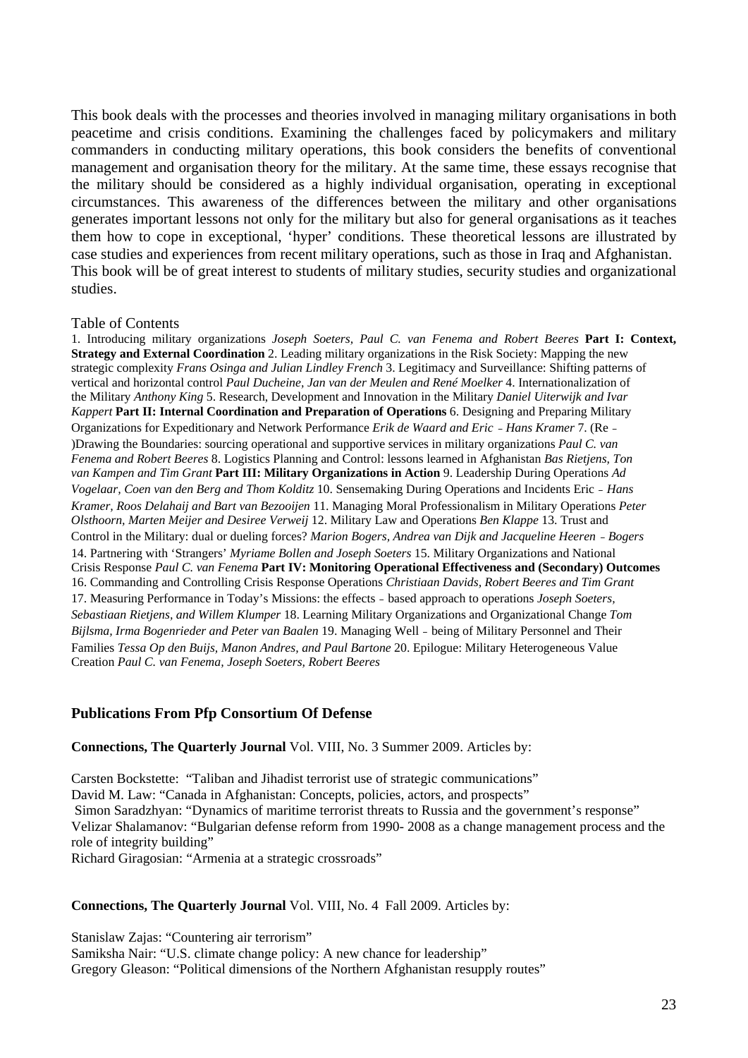This book deals with the processes and theories involved in managing military organisations in both peacetime and crisis conditions. Examining the challenges faced by policymakers and military commanders in conducting military operations, this book considers the benefits of conventional management and organisation theory for the military. At the same time, these essays recognise that the military should be considered as a highly individual organisation, operating in exceptional circumstances. This awareness of the differences between the military and other organisations generates important lessons not only for the military but also for general organisations as it teaches them how to cope in exceptional, 'hyper' conditions. These theoretical lessons are illustrated by case studies and experiences from recent military operations, such as those in Iraq and Afghanistan. This book will be of great interest to students of military studies, security studies and organizational studies.

Table of Contents

1. Introducing military organizations *Joseph Soeters, Paul C. van Fenema and Robert Beeres* **Part I: Context, Strategy and External Coordination** 2. Leading military organizations in the Risk Society: Mapping the new strategic complexity *Frans Osinga and Julian Lindley French* 3. Legitimacy and Surveillance: Shifting patterns of vertical and horizontal control *Paul Ducheine, Jan van der Meulen and René Moelker* 4. Internationalization of the Military *Anthony King* 5. Research, Development and Innovation in the Military *Daniel Uiterwijk and Ivar Kappert* **Part II: Internal Coordination and Preparation of Operations** 6. Designing and Preparing Military Organizations for Expeditionary and Network Performance *Erik de Waard and Eric - Hans Kramer* 7. (Re - )Drawing the Boundaries: sourcing operational and supportive services in military organizations *Paul C. van Fenema and Robert Beeres* 8. Logistics Planning and Control: lessons learned in Afghanistan *Bas Rietjens, Ton van Kampen and Tim Grant* **Part III: Military Organizations in Action** 9. Leadership During Operations *Ad Vogelaar, Coen van den Berg and Thom Kolditz* 10. Sensemaking During Operations and Incidents Eric - *Hans Kramer, Roos Delahaij and Bart van Bezooijen* 11. Managing Moral Professionalism in Military Operations *Peter Olsthoorn, Marten Meijer and Desiree Verweij* 12. Military Law and Operations *Ben Klappe* 13. Trust and Control in the Military: dual or dueling forces? *Marion Bogers, Andrea van Dijk and Jacqueline Heeren - Bogers* 14. Partnering with 'Strangers' *Myriame Bollen and Joseph Soeters* 15. Military Organizations and National Crisis Response *Paul C. van Fenema* **Part IV: Monitoring Operational Effectiveness and (Secondary) Outcomes** 16. Commanding and Controlling Crisis Response Operations *Christiaan Davids, Robert Beeres and Tim Grant* 17. Measuring Performance in Today's Missions: the effects - based approach to operations *Joseph Soeters, Sebastiaan Rietjens, and Willem Klumper* 18. Learning Military Organizations and Organizational Change *Tom Bijlsma, Irma Bogenrieder and Peter van Baalen* 19. Managing Well - being of Military Personnel and Their Families *Tessa Op den Buijs, Manon Andres, and Paul Bartone* 20. Epilogue: Military Heterogeneous Value Creation *Paul C. van Fenema, Joseph Soeters, Robert Beeres*

## Publications From Pfp Consortium Of Defense

**Connections, The Quarterly Journal** Vol. VIII, No. 3 Summer 2009. Articles by:

Carsten Bockstette: "Taliban and Jihadist terrorist use of strategic communications"
David M. Law: "Canada in Afghanistan: Concepts, policies, actors, and prospects"
Simon Saradzhyan: "Dynamics of maritime terrorist threats to Russia and the government's response"
Velizar Shalamanov: "Bulgarian defense reform from 1990- 2008 as a change management process and the role of integrity building"
Richard Giragosian: "Armenia at a strategic crossroads"

**Connections, The Quarterly Journal** Vol. VIII, No. 4 Fall 2009. Articles by:

Stanislaw Zajas: "Countering air terrorism"
Samiksha Nair: "U.S. climate change policy: A new chance for leadership"
Gregory Gleason: "Political dimensions of the Northern Afghanistan resupply routes"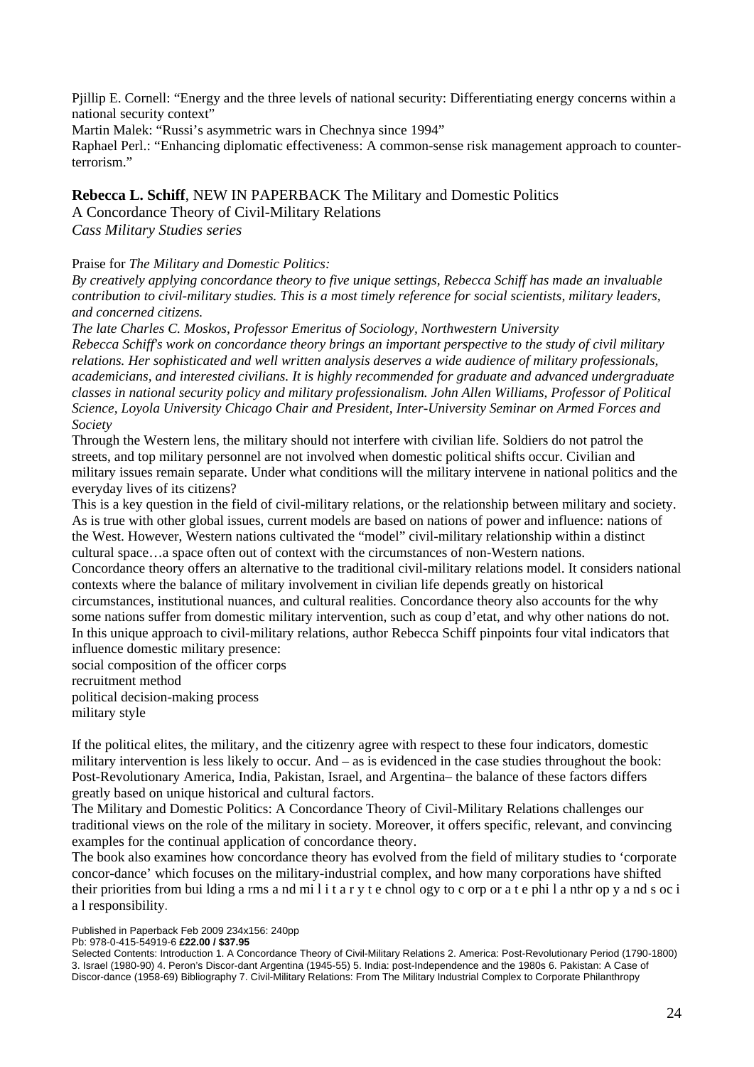Pjillip E. Cornell: “Energy and the three levels of national security: Differentiating energy concerns within a national security context”

Martin Malek: “Russi’s asymmetric wars in Chechnya since 1994”

Raphael Perl.: “Enhancing diplomatic effectiveness: A common-sense risk management approach to counter-terrorism.”

**Rebecca L. Schiff**, NEW IN PAPERBACK The Military and Domestic Politics
A Concordance Theory of Civil-Military Relations
*Cass Military Studies series*

Praise for *The Military and Domestic Politics:*

*By creatively applying concordance theory to five unique settings, Rebecca Schiff has made an invaluable contribution to civil-military studies. This is a most timely reference for social scientists, military leaders, and concerned citizens.*

*The late Charles C. Moskos, Professor Emeritus of Sociology, Northwestern University*

*Rebecca Schiff's work on concordance theory brings an important perspective to the study of civil military relations. Her sophisticated and well written analysis deserves a wide audience of military professionals, academicians, and interested civilians. It is highly recommended for graduate and advanced undergraduate classes in national security policy and military professionalism. John Allen Williams, Professor of Political Science, Loyola University Chicago Chair and President, Inter-University Seminar on Armed Forces and Society*

Through the Western lens, the military should not interfere with civilian life. Soldiers do not patrol the streets, and top military personnel are not involved when domestic political shifts occur. Civilian and military issues remain separate. Under what conditions will the military intervene in national politics and the everyday lives of its citizens?

This is a key question in the field of civil-military relations, or the relationship between military and society. As is true with other global issues, current models are based on nations of power and influence: nations of the West. However, Western nations cultivated the “model” civil-military relationship within a distinct cultural space…a space often out of context with the circumstances of non-Western nations.

Concordance theory offers an alternative to the traditional civil-military relations model. It considers national contexts where the balance of military involvement in civilian life depends greatly on historical circumstances, institutional nuances, and cultural realities. Concordance theory also accounts for the why some nations suffer from domestic military intervention, such as coup d’etat, and why other nations do not. In this unique approach to civil-military relations, author Rebecca Schiff pinpoints four vital indicators that influence domestic military presence:

social composition of the officer corps
recruitment method
political decision-making process
military style

If the political elites, the military, and the citizenry agree with respect to these four indicators, domestic military intervention is less likely to occur. And – as is evidenced in the case studies throughout the book: Post-Revolutionary America, India, Pakistan, Israel, and Argentina– the balance of these factors differs greatly based on unique historical and cultural factors.

The Military and Domestic Politics: A Concordance Theory of Civil-Military Relations challenges our traditional views on the role of the military in society. Moreover, it offers specific, relevant, and convincing examples for the continual application of concordance theory.

The book also examines how concordance theory has evolved from the field of military studies to ‘corporate concor-dance’ which focuses on the military-industrial complex, and how many corporations have shifted their priorities from bui lding a rms a nd mi l i t a r y t e chnol ogy to c orp or a t e phi l a nthr op y a nd s oc i a l responsibility.

Published in Paperback Feb 2009 234x156: 240pp
Pb: 978-0-415-54919-6 **£22.00 / $37.95**
Selected Contents: Introduction 1. A Concordance Theory of Civil-Military Relations 2. America: Post-Revolutionary Period (1790-1800) 3. Israel (1980-90) 4. Peron’s Discor-dant Argentina (1945-55) 5. India: post-Independence and the 1980s 6. Pakistan: A Case of Discor-dance (1958-69) Bibliography 7. Civil-Military Relations: From The Military Industrial Complex to Corporate Philanthropy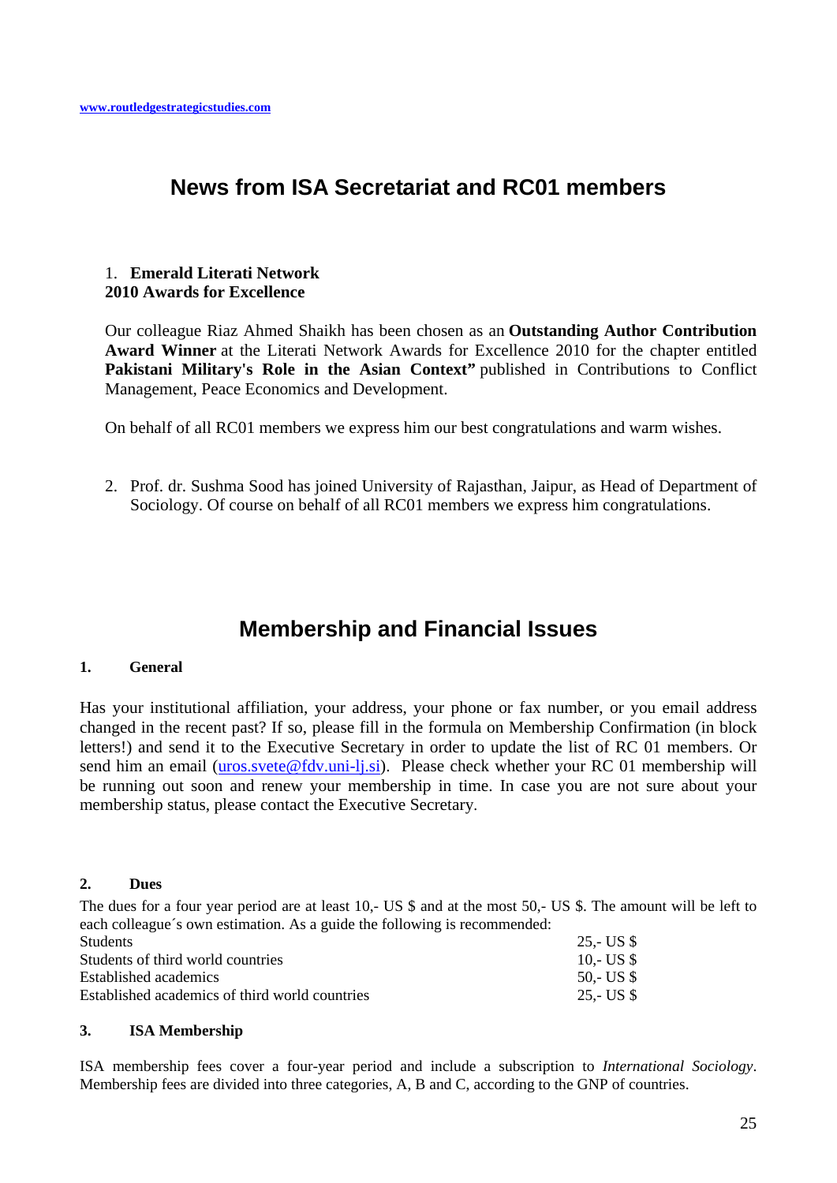www.routledgestrategicstudies.com

# News from ISA Secretariat and RC01 members

1. **Emerald Literati Network**
**2010 Awards for Excellence**

Our colleague Riaz Ahmed Shaikh has been chosen as an **Outstanding Author Contribution Award Winner** at the Literati Network Awards for Excellence 2010 for the chapter entitled **Pakistani Military's Role in the Asian Context"** published in Contributions to Conflict Management, Peace Economics and Development.

On behalf of all RC01 members we express him our best congratulations and warm wishes.

2. Prof. dr. Sushma Sood has joined University of Rajasthan, Jaipur, as Head of Department of Sociology. Of course on behalf of all RC01 members we express him congratulations.

# Membership and Financial Issues

**1. General**

Has your institutional affiliation, your address, your phone or fax number, or you email address changed in the recent past? If so, please fill in the formula on Membership Confirmation (in block letters!) and send it to the Executive Secretary in order to update the list of RC 01 members. Or send him an email (uros.svete@fdv.uni-lj.si). Please check whether your RC 01 membership will be running out soon and renew your membership in time. In case you are not sure about your membership status, please contact the Executive Secretary.

**2. Dues**

The dues for a four year period are at least 10,- US $ and at the most 50,- US $. The amount will be left to each colleague´s own estimation. As a guide the following is recommended:

| | |
|---|---|
| Students | 25,- US $ |
| Students of third world countries | 10,- US $ |
| Established academics | 50,- US $ |
| Established academics of third world countries | 25,- US $ |

**3. ISA Membership**

ISA membership fees cover a four-year period and include a subscription to *International Sociology*. Membership fees are divided into three categories, A, B and C, according to the GNP of countries.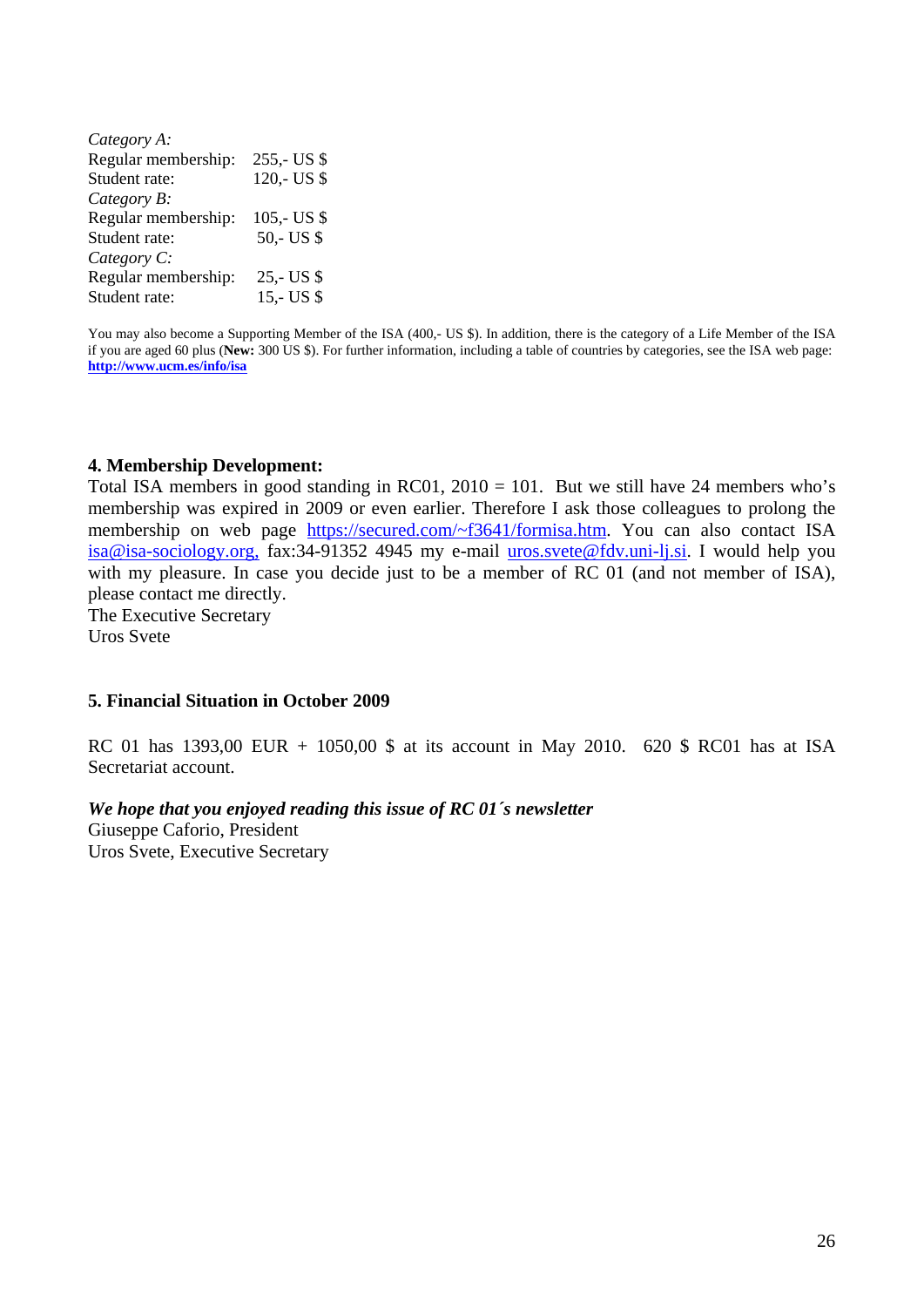*Category A:*
Regular membership: 255,- US $
Student rate: 120,- US $
*Category B:*
Regular membership: 105,- US $
Student rate: 50,- US $
*Category C:*
Regular membership: 25,- US $
Student rate: 15,- US $

You may also become a Supporting Member of the ISA (400,- US $). In addition, there is the category of a Life Member of the ISA if you are aged 60 plus (**New:** 300 US $). For further information, including a table of countries by categories, see the ISA web page: **http://www.ucm.es/info/isa**

### 4. Membership Development:

Total ISA members in good standing in RC01, 2010 = 101. But we still have 24 members who's membership was expired in 2009 or even earlier. Therefore I ask those colleagues to prolong the membership on web page https://secured.com/~f3641/formisa.htm. You can also contact ISA isa@isa-sociology.org, fax:34-91352 4945 my e-mail uros.svete@fdv.uni-lj.si. I would help you with my pleasure. In case you decide just to be a member of RC 01 (and not member of ISA), please contact me directly.
The Executive Secretary
Uros Svete

### 5. Financial Situation in October 2009

RC 01 has 1393,00 EUR + 1050,00 $ at its account in May 2010. 620 $ RC01 has at ISA Secretariat account.

***We hope that you enjoyed reading this issue of RC 01´s newsletter***
Giuseppe Caforio, President
Uros Svete, Executive Secretary